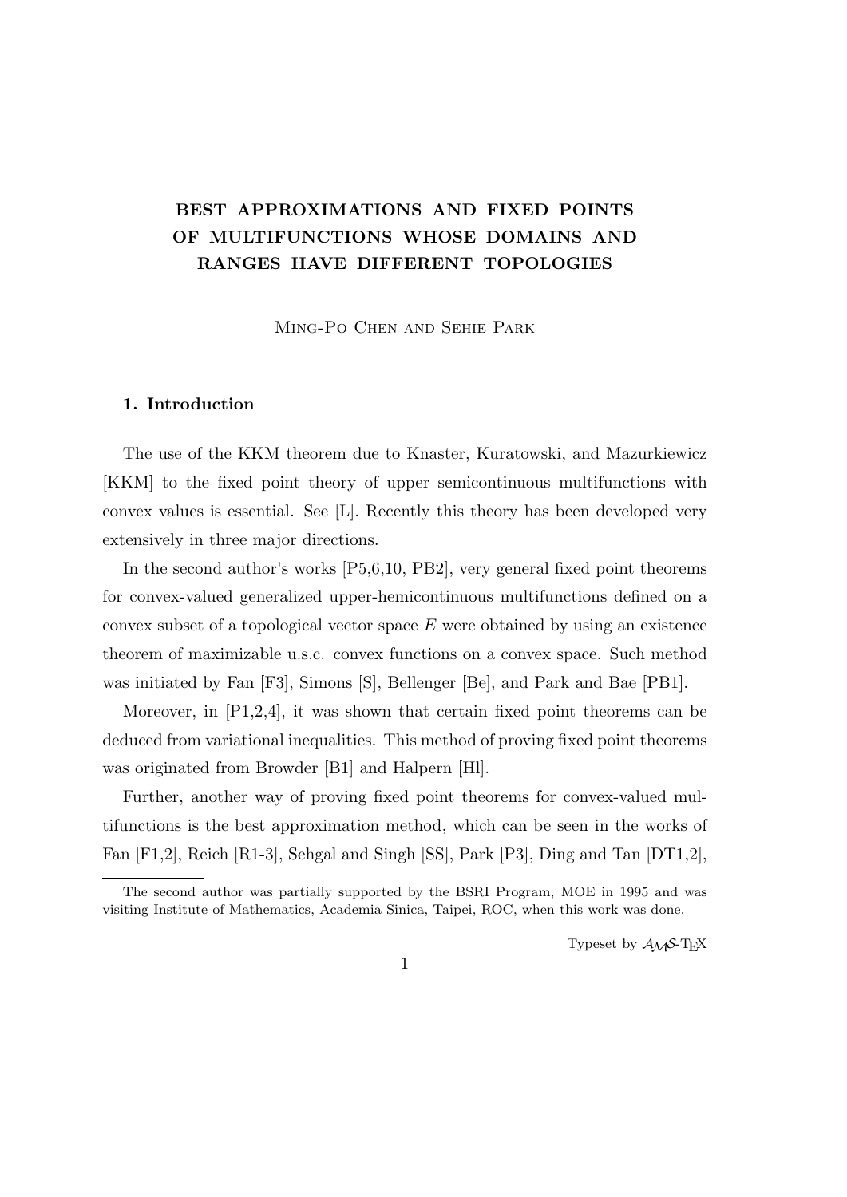# BEST APPROXIMATIONS AND FIXED POINTS OF MULTIFUNCTIONS WHOSE DOMAINS AND RANGES HAVE DIFFERENT TOPOLOGIES

Ming-Po Chen and Sehie Park

## 1. Introduction

The use of the KKM theorem due to Knaster, Kuratowski, and Mazurkiewicz [KKM] to the fixed point theory of upper semicontinuous multifunctions with convex values is essential. See [L]. Recently this theory has been developed very extensively in three major directions.

In the second author's works [P5,6,10, PB2], very general fixed point theorems for convex-valued generalized upper-hemicontinuous multifunctions defined on a convex subset of a topological vector space $E$ were obtained by using an existence theorem of maximizable u.s.c. convex functions on a convex space. Such method was initiated by Fan [F3], Simons [S], Bellenger [Be], and Park and Bae [PB1].

Moreover, in [P1,2,4], it was shown that certain fixed point theorems can be deduced from variational inequalities. This method of proving fixed point theorems was originated from Browder [B1] and Halpern [Hl].

Further, another way of proving fixed point theorems for convex-valued multifunctions is the best approximation method, which can be seen in the works of Fan [F1,2], Reich [R1-3], Sehgal and Singh [SS], Park [P3], Ding and Tan [DT1,2],

---

The second author was partially supported by the BSRI Program, MOE in 1995 and was visiting Institute of Mathematics, Academia Sinica, Taipei, ROC, when this work was done.

Typeset by $\mathcal{A}_{\mathcal{M}}\mathcal{S}$-TEX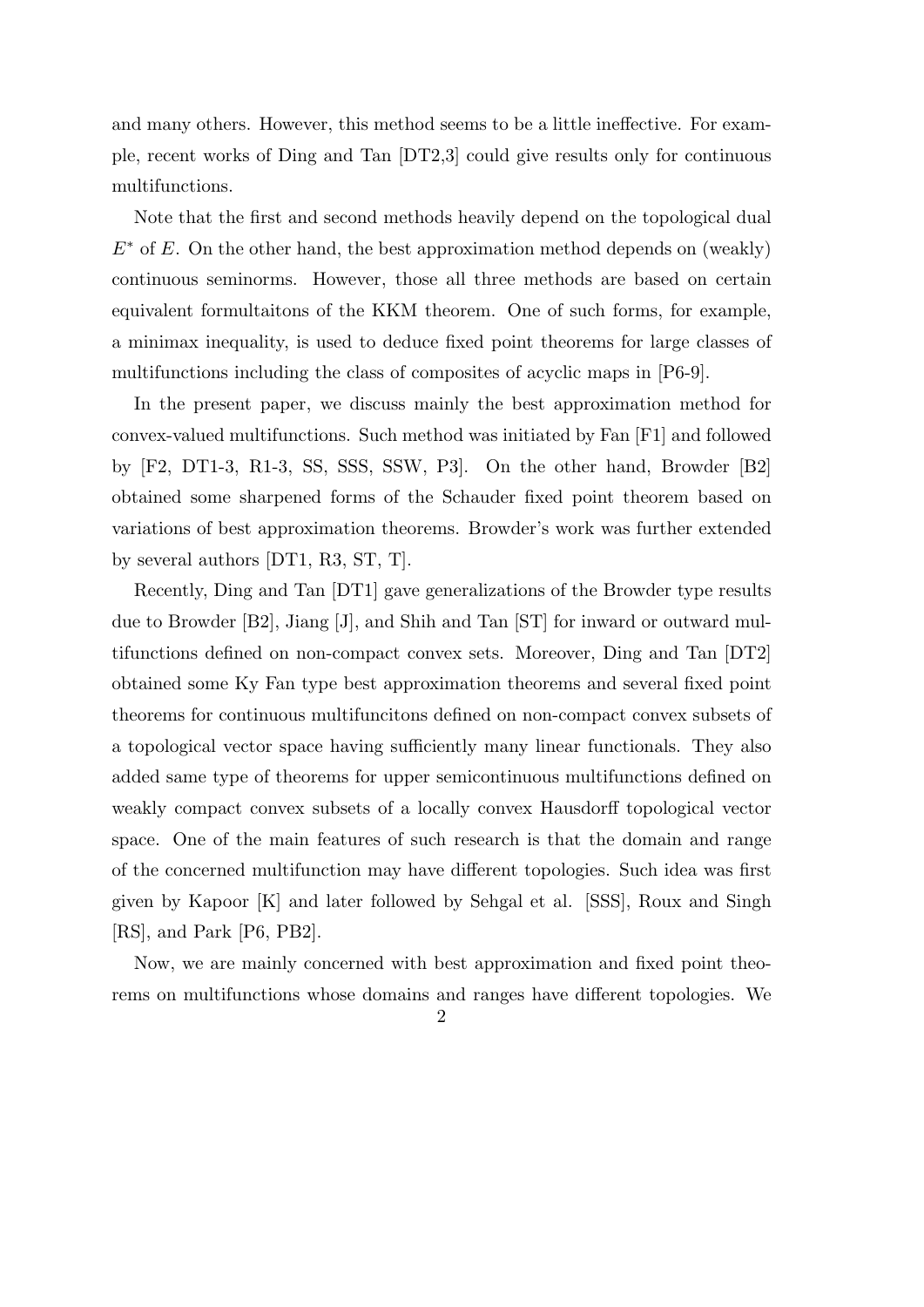and many others. However, this method seems to be a little ineffective. For example, recent works of Ding and Tan [DT2,3] could give results only for continuous multifunctions.

Note that the first and second methods heavily depend on the topological dual $E^*$ of $E$. On the other hand, the best approximation method depends on (weakly) continuous seminorms. However, those all three methods are based on certain equivalent formultaitons of the KKM theorem. One of such forms, for example, a minimax inequality, is used to deduce fixed point theorems for large classes of multifunctions including the class of composites of acyclic maps in [P6-9].

In the present paper, we discuss mainly the best approximation method for convex-valued multifunctions. Such method was initiated by Fan [F1] and followed by [F2, DT1-3, R1-3, SS, SSS, SSW, P3]. On the other hand, Browder [B2] obtained some sharpened forms of the Schauder fixed point theorem based on variations of best approximation theorems. Browder's work was further extended by several authors [DT1, R3, ST, T].

Recently, Ding and Tan [DT1] gave generalizations of the Browder type results due to Browder [B2], Jiang [J], and Shih and Tan [ST] for inward or outward multifunctions defined on non-compact convex sets. Moreover, Ding and Tan [DT2] obtained some Ky Fan type best approximation theorems and several fixed point theorems for continuous multifuncitons defined on non-compact convex subsets of a topological vector space having sufficiently many linear functionals. They also added same type of theorems for upper semicontinuous multifunctions defined on weakly compact convex subsets of a locally convex Hausdorff topological vector space. One of the main features of such research is that the domain and range of the concerned multifunction may have different topologies. Such idea was first given by Kapoor [K] and later followed by Sehgal et al. [SSS], Roux and Singh [RS], and Park [P6, PB2].

Now, we are mainly concerned with best approximation and fixed point theorems on multifunctions whose domains and ranges have different topologies. We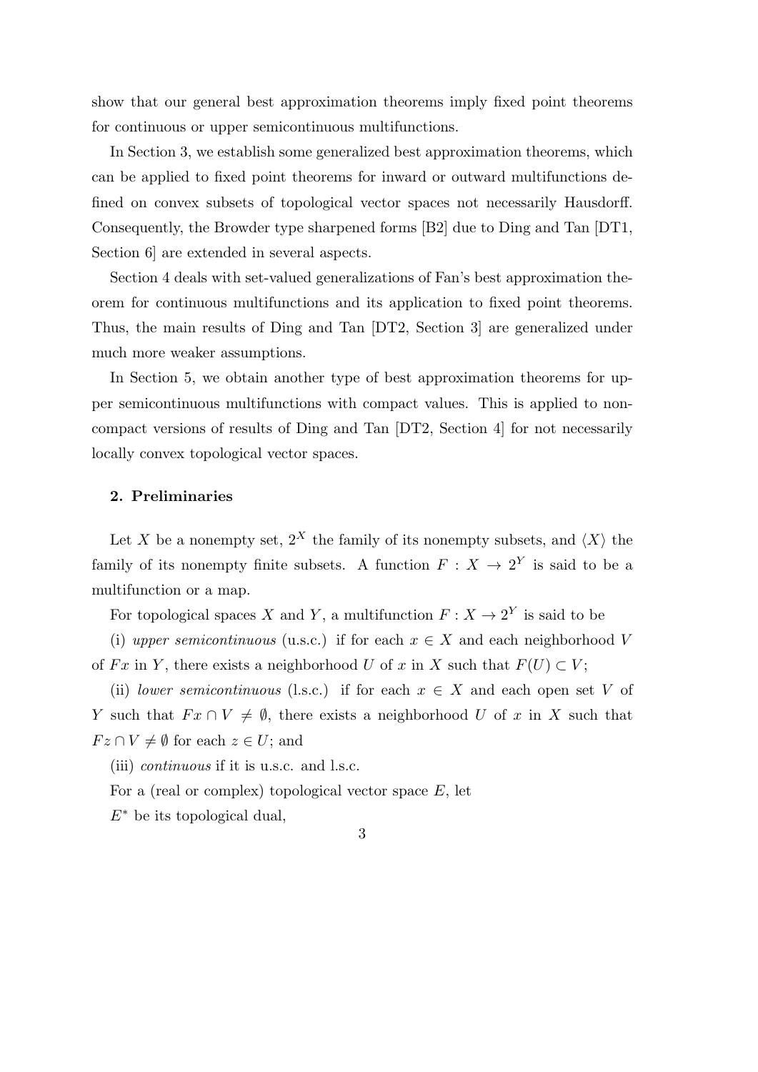show that our general best approximation theorems imply fixed point theorems for continuous or upper semicontinuous multifunctions.

In Section 3, we establish some generalized best approximation theorems, which can be applied to fixed point theorems for inward or outward multifunctions defined on convex subsets of topological vector spaces not necessarily Hausdorff. Consequently, the Browder type sharpened forms [B2] due to Ding and Tan [DT1, Section 6] are extended in several aspects.

Section 4 deals with set-valued generalizations of Fan's best approximation theorem for continuous multifunctions and its application to fixed point theorems. Thus, the main results of Ding and Tan [DT2, Section 3] are generalized under much more weaker assumptions.

In Section 5, we obtain another type of best approximation theorems for upper semicontinuous multifunctions with compact values. This is applied to noncompact versions of results of Ding and Tan [DT2, Section 4] for not necessarily locally convex topological vector spaces.

### 2. Preliminaries

Let $X$ be a nonempty set, $2^X$ the family of its nonempty subsets, and $\langle X \rangle$ the family of its nonempty finite subsets. A function $F : X \to 2^Y$ is said to be a multifunction or a map.

For topological spaces $X$ and $Y$, a multifunction $F : X \to 2^Y$ is said to be

(i) *upper semicontinuous* (u.s.c.) if for each $x \in X$ and each neighborhood $V$ of $Fx$ in $Y$, there exists a neighborhood $U$ of $x$ in $X$ such that $F(U) \subset V$;

(ii) *lower semicontinuous* (l.s.c.) if for each $x \in X$ and each open set $V$ of $Y$ such that $Fx \cap V \neq \emptyset$, there exists a neighborhood $U$ of $x$ in $X$ such that $Fz \cap V \neq \emptyset$ for each $z \in U$; and

(iii) *continuous* if it is u.s.c. and l.s.c.

For a (real or complex) topological vector space $E$, let

$E^*$ be its topological dual,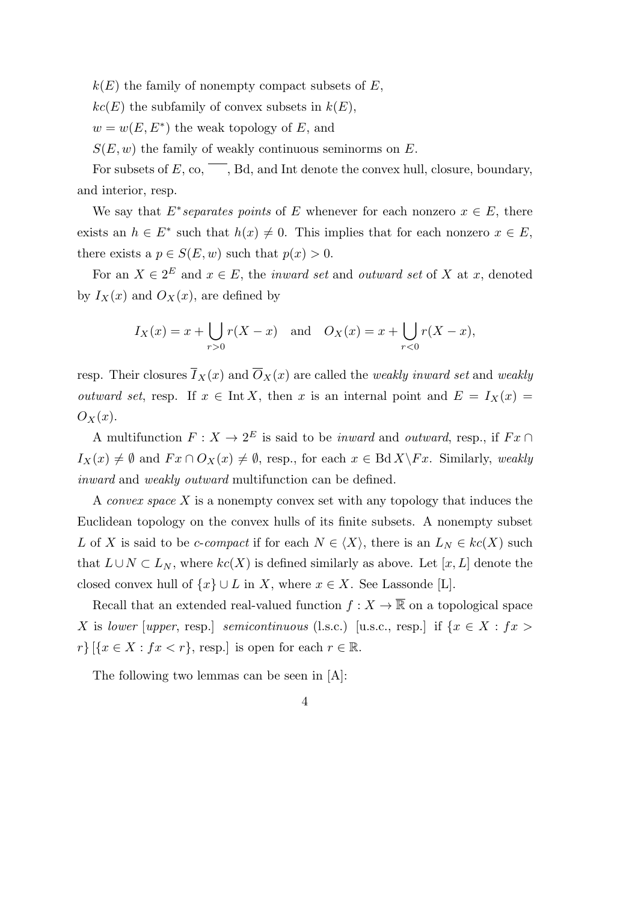$k(E)$ the family of nonempty compact subsets of $E$,

$kc(E)$ the subfamily of convex subsets in $k(E)$,

$w = w(E, E^*)$ the weak topology of $E$, and

$S(E, w)$ the family of weakly continuous seminorms on $E$.

For subsets of $E$, co, $\overline{\phantom{xx}}$, Bd, and Int denote the convex hull, closure, boundary, and interior, resp.

We say that $E^*$ *separates points* of $E$ whenever for each nonzero $x \in E$, there exists an $h \in E^*$ such that $h(x) \neq 0$. This implies that for each nonzero $x \in E$, there exists a $p \in S(E, w)$ such that $p(x) > 0$.

For an $X \in 2^E$ and $x \in E$, the *inward set* and *outward set* of $X$ at $x$, denoted by $I_X(x)$ and $O_X(x)$, are defined by

$$I_X(x) = x + \bigcup_{r>0} r(X - x) \quad \text{and} \quad O_X(x) = x + \bigcup_{r<0} r(X - x),$$

resp. Their closures $\overline{I}_X(x)$ and $\overline{O}_X(x)$ are called the *weakly inward set* and *weakly outward set*, resp. If $x \in \operatorname{Int} X$, then $x$ is an internal point and $E = I_X(x) = O_X(x)$.

A multifunction $F : X \to 2^E$ is said to be *inward* and *outward*, resp., if $Fx \cap I_X(x) \neq \emptyset$ and $Fx \cap O_X(x) \neq \emptyset$, resp., for each $x \in \operatorname{Bd} X \backslash Fx$. Similarly, *weakly inward* and *weakly outward* multifunction can be defined.

A *convex space* $X$ is a nonempty convex set with any topology that induces the Euclidean topology on the convex hulls of its finite subsets. A nonempty subset $L$ of $X$ is said to be *c-compact* if for each $N \in \langle X \rangle$, there is an $L_N \in kc(X)$ such that $L \cup N \subset L_N$, where $kc(X)$ is defined similarly as above. Let $[x, L]$ denote the closed convex hull of $\{x\} \cup L$ in $X$, where $x \in X$. See Lassonde [L].

Recall that an extended real-valued function $f : X \to \overline{\mathbb{R}}$ on a topological space $X$ is *lower* [*upper*, resp.] *semicontinuous* (l.s.c.) [u.s.c., resp.] if $\{x \in X : fx > r\}$ [$\{x \in X : fx < r\}$, resp.] is open for each $r \in \mathbb{R}$.

The following two lemmas can be seen in [A]: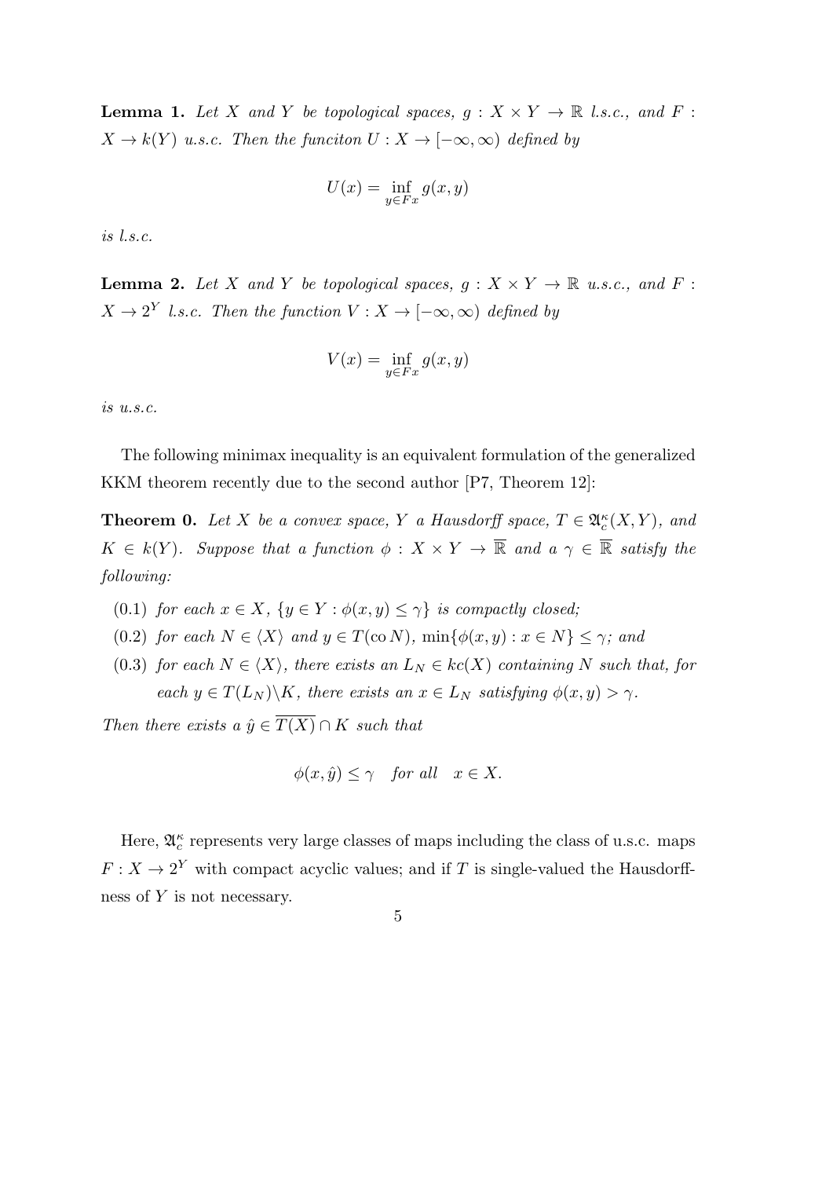**Lemma 1.** *Let $X$ and $Y$ be topological spaces, $g : X \times Y \to \mathbb{R}$ l.s.c., and $F : X \to k(Y)$ u.s.c. Then the funciton $U : X \to [-\infty, \infty)$ defined by*

$$U(x) = \inf_{y \in Fx} g(x, y)$$

*is l.s.c.*

**Lemma 2.** *Let $X$ and $Y$ be topological spaces, $g : X \times Y \to \mathbb{R}$ u.s.c., and $F : X \to 2^Y$ l.s.c. Then the function $V : X \to [-\infty, \infty)$ defined by*

$$V(x) = \inf_{y \in Fx} g(x, y)$$

*is u.s.c.*

The following minimax inequality is an equivalent formulation of the generalized KKM theorem recently due to the second author [P7, Theorem 12]:

**Theorem 0.** *Let $X$ be a convex space, $Y$ a Hausdorff space, $T \in \mathfrak{A}_c^\kappa(X, Y)$, and $K \in k(Y)$. Suppose that a function $\phi : X \times Y \to \overline{\mathbb{R}}$ and a $\gamma \in \overline{\mathbb{R}}$ satisfy the following:*

- (0.1) *for each $x \in X$, $\{y \in Y : \phi(x, y) \leq \gamma\}$ is compactly closed;*
- (0.2) *for each $N \in \langle X \rangle$ and $y \in T(\operatorname{co} N)$, $\min\{\phi(x, y) : x \in N\} \leq \gamma$; and*
- (0.3) *for each $N \in \langle X \rangle$, there exists an $L_N \in kc(X)$ containing $N$ such that, for each $y \in T(L_N) \backslash K$, there exists an $x \in L_N$ satisfying $\phi(x, y) > \gamma$.*

*Then there exists a $\hat{y} \in \overline{T(X)} \cap K$ such that*

$$\phi(x, \hat{y}) \leq \gamma \quad \text{for all} \quad x \in X.$$

Here, $\mathfrak{A}_c^\kappa$ represents very large classes of maps including the class of u.s.c. maps $F : X \to 2^Y$ with compact acyclic values; and if $T$ is single-valued the Hausdorffness of $Y$ is not necessary.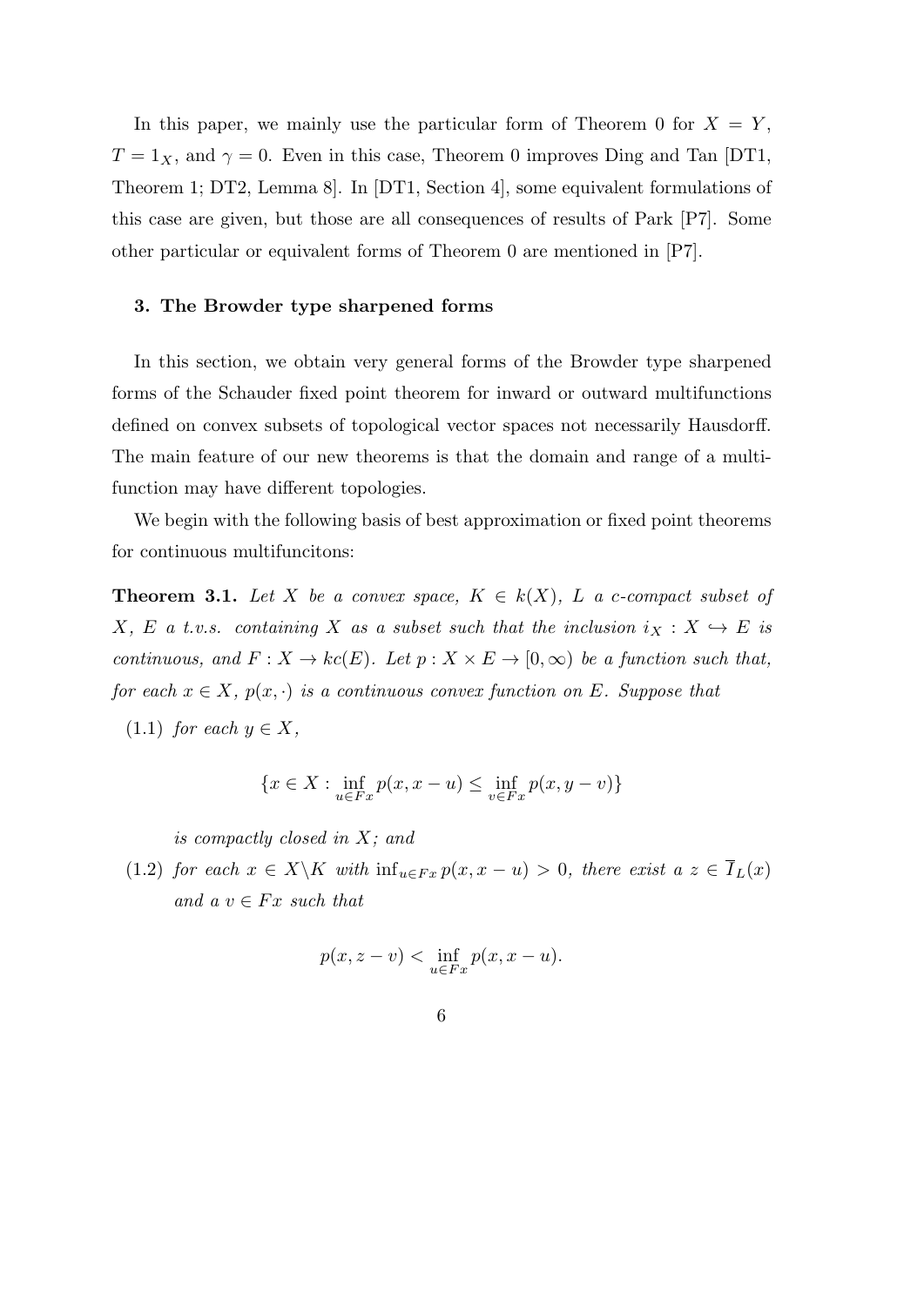In this paper, we mainly use the particular form of Theorem 0 for $X = Y$, $T = 1_X$, and $\gamma = 0$. Even in this case, Theorem 0 improves Ding and Tan [DT1, Theorem 1; DT2, Lemma 8]. In [DT1, Section 4], some equivalent formulations of this case are given, but those are all consequences of results of Park [P7]. Some other particular or equivalent forms of Theorem 0 are mentioned in [P7].

### 3. The Browder type sharpened forms

In this section, we obtain very general forms of the Browder type sharpened forms of the Schauder fixed point theorem for inward or outward multifunctions defined on convex subsets of topological vector spaces not necessarily Hausdorff. The main feature of our new theorems is that the domain and range of a multifunction may have different topologies.

We begin with the following basis of best approximation or fixed point theorems for continuous multifuncitons:

**Theorem 3.1.** *Let $X$ be a convex space, $K \in k(X)$, $L$ a c-compact subset of $X$, $E$ a t.v.s. containing $X$ as a subset such that the inclusion $i_X : X \hookrightarrow E$ is continuous, and $F : X \to kc(E)$. Let $p : X \times E \to [0, \infty)$ be a function such that, for each $x \in X$, $p(x, \cdot)$ is a continuous convex function on $E$. Suppose that*

(1.1) *for each $y \in X$,*

$$\{x \in X : \inf_{u \in Fx} p(x, x - u) \leq \inf_{v \in Fx} p(x, y - v)\}$$

*is compactly closed in $X$; and*

(1.2) *for each $x \in X \backslash K$ with $\inf_{u \in Fx} p(x, x - u) > 0$, there exist a $z \in \overline{I}_L(x)$ and a $v \in Fx$ such that*

$$p(x, z - v) < \inf_{u \in Fx} p(x, x - u).$$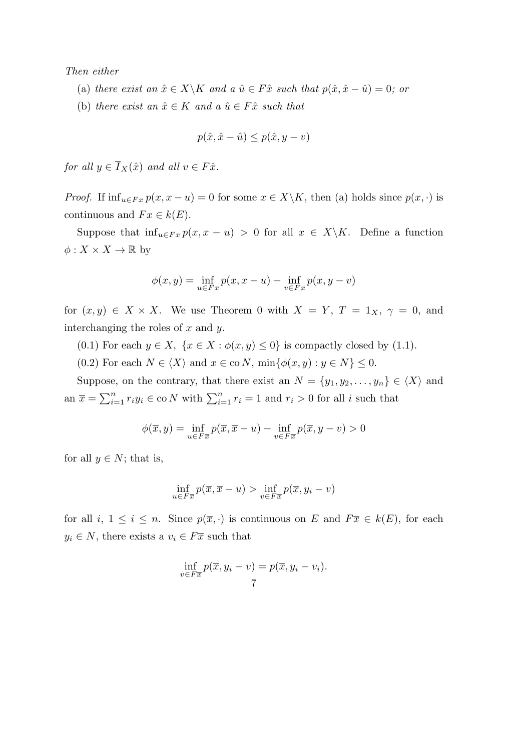*Then either*

(a) *there exist an* $\hat{x} \in X \backslash K$ *and a* $\hat{u} \in F\hat{x}$ *such that* $p(\hat{x}, \hat{x} - \hat{u}) = 0$; *or*

(b) *there exist an* $\hat{x} \in K$ *and a* $\hat{u} \in F\hat{x}$ *such that*

$$p(\hat{x}, \hat{x} - \hat{u}) \le p(\hat{x}, y - v)$$

*for all* $y \in \overline{I}_X(\hat{x})$ *and all* $v \in F\hat{x}$.

*Proof.* If $\inf_{u \in Fx} p(x, x - u) = 0$ for some $x \in X \backslash K$, then (a) holds since $p(x, \cdot)$ is continuous and $Fx \in k(E)$.

Suppose that $\inf_{u \in Fx} p(x, x - u) > 0$ for all $x \in X \backslash K$. Define a function $\phi : X \times X \to \mathbb{R}$ by

$$\phi(x, y) = \inf_{u \in Fx} p(x, x - u) - \inf_{v \in Fx} p(x, y - v)$$

for $(x, y) \in X \times X$. We use Theorem 0 with $X = Y$, $T = 1_X$, $\gamma = 0$, and interchanging the roles of $x$ and $y$.

(0.1) For each $y \in X$, $\{x \in X : \phi(x, y) \le 0\}$ is compactly closed by (1.1).

(0.2) For each $N \in \langle X \rangle$ and $x \in \operatorname{co} N$, $\min\{\phi(x, y) : y \in N\} \le 0$.

Suppose, on the contrary, that there exist an $N = \{y_1, y_2, \ldots, y_n\} \in \langle X \rangle$ and an $\overline{x} = \sum_{i=1}^n r_i y_i \in \operatorname{co} N$ with $\sum_{i=1}^n r_i = 1$ and $r_i > 0$ for all $i$ such that

$$\phi(\overline{x}, y) = \inf_{u \in F\overline{x}} p(\overline{x}, \overline{x} - u) - \inf_{v \in F\overline{x}} p(\overline{x}, y - v) > 0$$

for all $y \in N$; that is,

$$\inf_{u \in F\overline{x}} p(\overline{x}, \overline{x} - u) > \inf_{v \in F\overline{x}} p(\overline{x}, y_i - v)$$

for all $i$, $1 \le i \le n$. Since $p(\overline{x}, \cdot)$ is continuous on $E$ and $F\overline{x} \in k(E)$, for each $y_i \in N$, there exists a $v_i \in F\overline{x}$ such that

$$\inf_{v \in F\overline{x}} p(\overline{x}, y_i - v) = p(\overline{x}, y_i - v_i).$$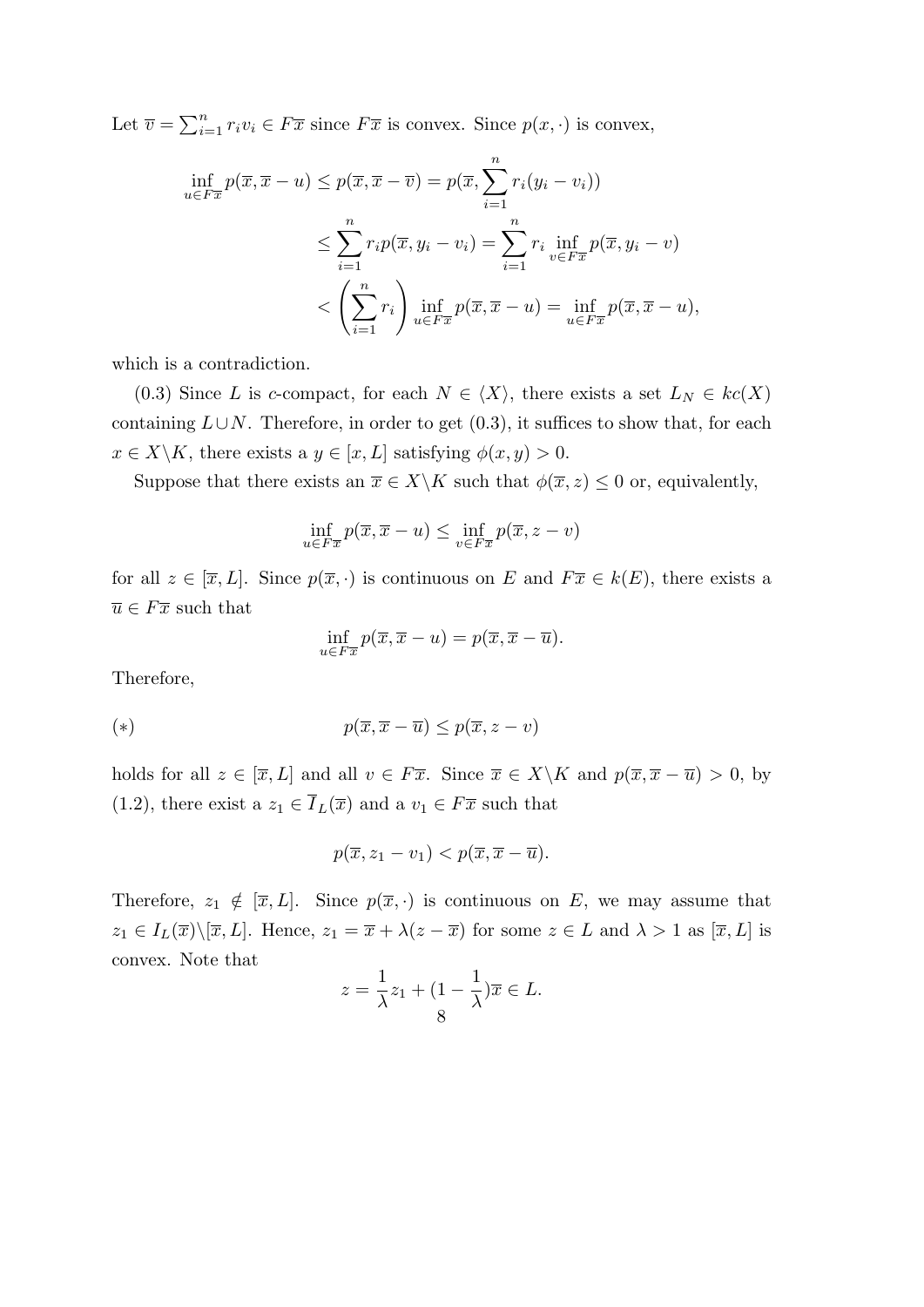Let $\overline{v} = \sum_{i=1}^{n} r_i v_i \in F\overline{x}$ since $F\overline{x}$ is convex. Since $p(x, \cdot)$ is convex,

$$
\begin{aligned}
\inf_{u \in F\overline{x}} p(\overline{x}, \overline{x} - u) \le p(\overline{x}, \overline{x} - \overline{v}) &= p(\overline{x}, \sum_{i=1}^{n} r_i (y_i - v_i)) \\
&\le \sum_{i=1}^{n} r_i p(\overline{x}, y_i - v_i) = \sum_{i=1}^{n} r_i \inf_{v \in F\overline{x}} p(\overline{x}, y_i - v) \\
&< \left( \sum_{i=1}^{n} r_i \right) \inf_{u \in F\overline{x}} p(\overline{x}, \overline{x} - u) = \inf_{u \in F\overline{x}} p(\overline{x}, \overline{x} - u),
\end{aligned}
$$

which is a contradiction.

(0.3) Since $L$ is $c$-compact, for each $N \in \langle X \rangle$, there exists a set $L_N \in kc(X)$ containing $L \cup N$. Therefore, in order to get (0.3), it suffices to show that, for each $x \in X \backslash K$, there exists a $y \in [x, L]$ satisfying $\phi(x, y) > 0$.

Suppose that there exists an $\overline{x} \in X \backslash K$ such that $\phi(\overline{x}, z) \le 0$ or, equivalently,

$$
\inf_{u \in F\overline{x}} p(\overline{x}, \overline{x} - u) \le \inf_{v \in F\overline{x}} p(\overline{x}, z - v)
$$

for all $z \in [\overline{x}, L]$. Since $p(\overline{x}, \cdot)$ is continuous on $E$ and $F\overline{x} \in k(E)$, there exists a $\overline{u} \in F\overline{x}$ such that

$$
\inf_{u \in F\overline{x}} p(\overline{x}, \overline{x} - u) = p(\overline{x}, \overline{x} - \overline{u}).
$$

Therefore,

$$
(*) \qquad\qquad p(\overline{x}, \overline{x} - \overline{u}) \le p(\overline{x}, z - v)
$$

holds for all $z \in [\overline{x}, L]$ and all $v \in F\overline{x}$. Since $\overline{x} \in X \backslash K$ and $p(\overline{x}, \overline{x} - \overline{u}) > 0$, by (1.2), there exist a $z_1 \in \overline{I}_L(\overline{x})$ and a $v_1 \in F\overline{x}$ such that

$$
p(\overline{x}, z_1 - v_1) < p(\overline{x}, \overline{x} - \overline{u}).
$$

Therefore, $z_1 \notin [\overline{x}, L]$. Since $p(\overline{x}, \cdot)$ is continuous on $E$, we may assume that $z_1 \in I_L(\overline{x}) \backslash [\overline{x}, L]$. Hence, $z_1 = \overline{x} + \lambda(z - \overline{x})$ for some $z \in L$ and $\lambda > 1$ as $[\overline{x}, L]$ is convex. Note that

$$
z = \frac{1}{\lambda} z_1 + (1 - \frac{1}{\lambda}) \overline{x} \in L.
$$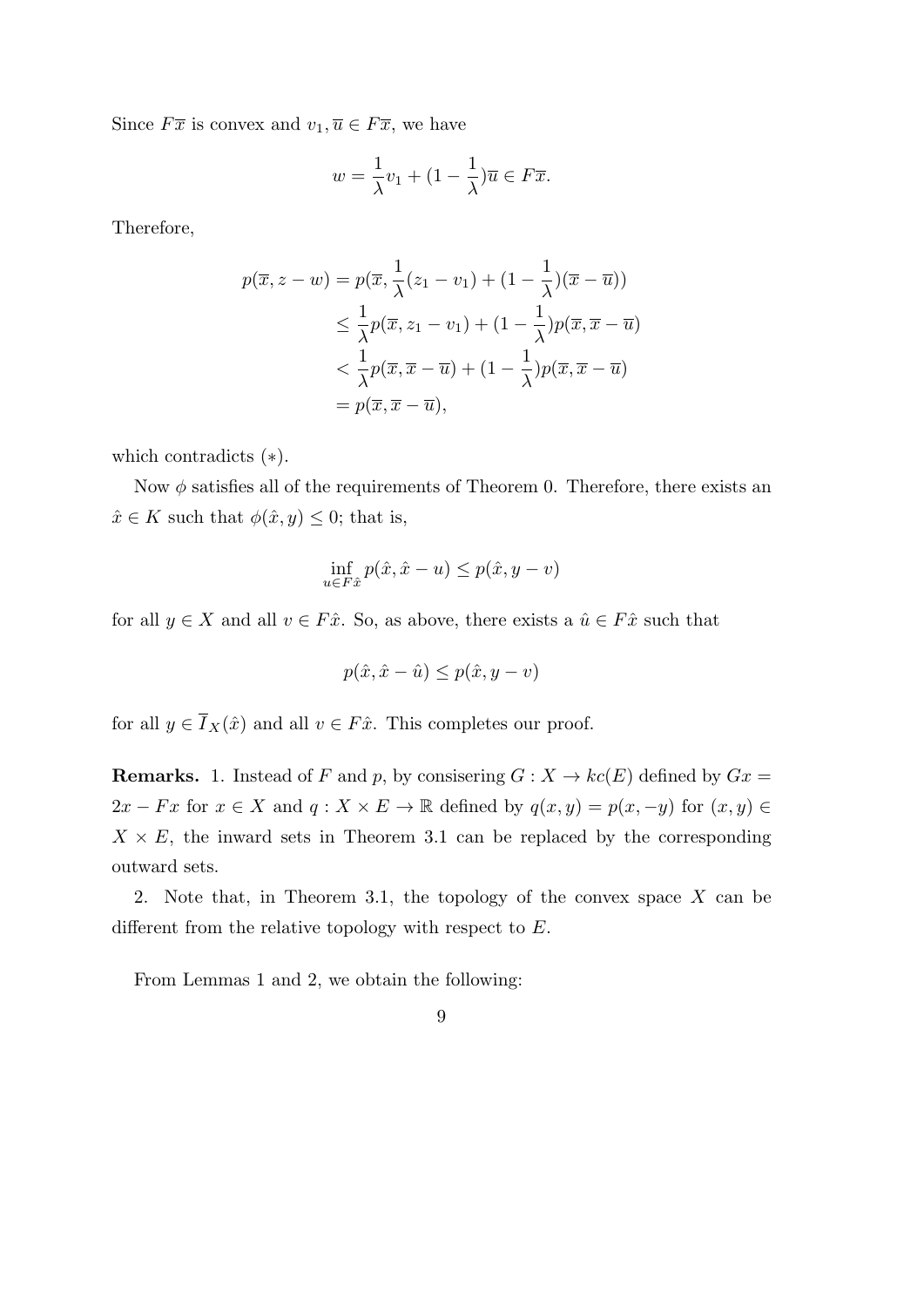Since $F\overline{x}$ is convex and $v_1, \overline{u} \in F\overline{x}$, we have

$$w = \frac{1}{\lambda}v_1 + (1 - \frac{1}{\lambda})\overline{u} \in F\overline{x}.$$

Therefore,

$$\begin{aligned}
p(\overline{x}, z - w) &= p(\overline{x}, \frac{1}{\lambda}(z_1 - v_1) + (1 - \frac{1}{\lambda})(\overline{x} - \overline{u})) \\
&\leq \frac{1}{\lambda}p(\overline{x}, z_1 - v_1) + (1 - \frac{1}{\lambda})p(\overline{x}, \overline{x} - \overline{u}) \\
&< \frac{1}{\lambda}p(\overline{x}, \overline{x} - \overline{u}) + (1 - \frac{1}{\lambda})p(\overline{x}, \overline{x} - \overline{u}) \\
&= p(\overline{x}, \overline{x} - \overline{u}),
\end{aligned}$$

which contradicts $(*)$.

Now $\phi$ satisfies all of the requirements of Theorem 0. Therefore, there exists an $\hat{x} \in K$ such that $\phi(\hat{x}, y) \leq 0$; that is,

$$\inf_{u \in F\hat{x}} p(\hat{x}, \hat{x} - u) \leq p(\hat{x}, y - v)$$

for all $y \in X$ and all $v \in F\hat{x}$. So, as above, there exists a $\hat{u} \in F\hat{x}$ such that

$$p(\hat{x}, \hat{x} - \hat{u}) \leq p(\hat{x}, y - v)$$

for all $y \in \overline{I}_X(\hat{x})$ and all $v \in F\hat{x}$. This completes our proof.

**Remarks.** 1. Instead of $F$ and $p$, by consisering $G : X \to kc(E)$ defined by $Gx = 2x - Fx$ for $x \in X$ and $q : X \times E \to \mathbb{R}$ defined by $q(x, y) = p(x, -y)$ for $(x, y) \in X \times E$, the inward sets in Theorem 3.1 can be replaced by the corresponding outward sets.

2. Note that, in Theorem 3.1, the topology of the convex space $X$ can be different from the relative topology with respect to $E$.

From Lemmas 1 and 2, we obtain the following: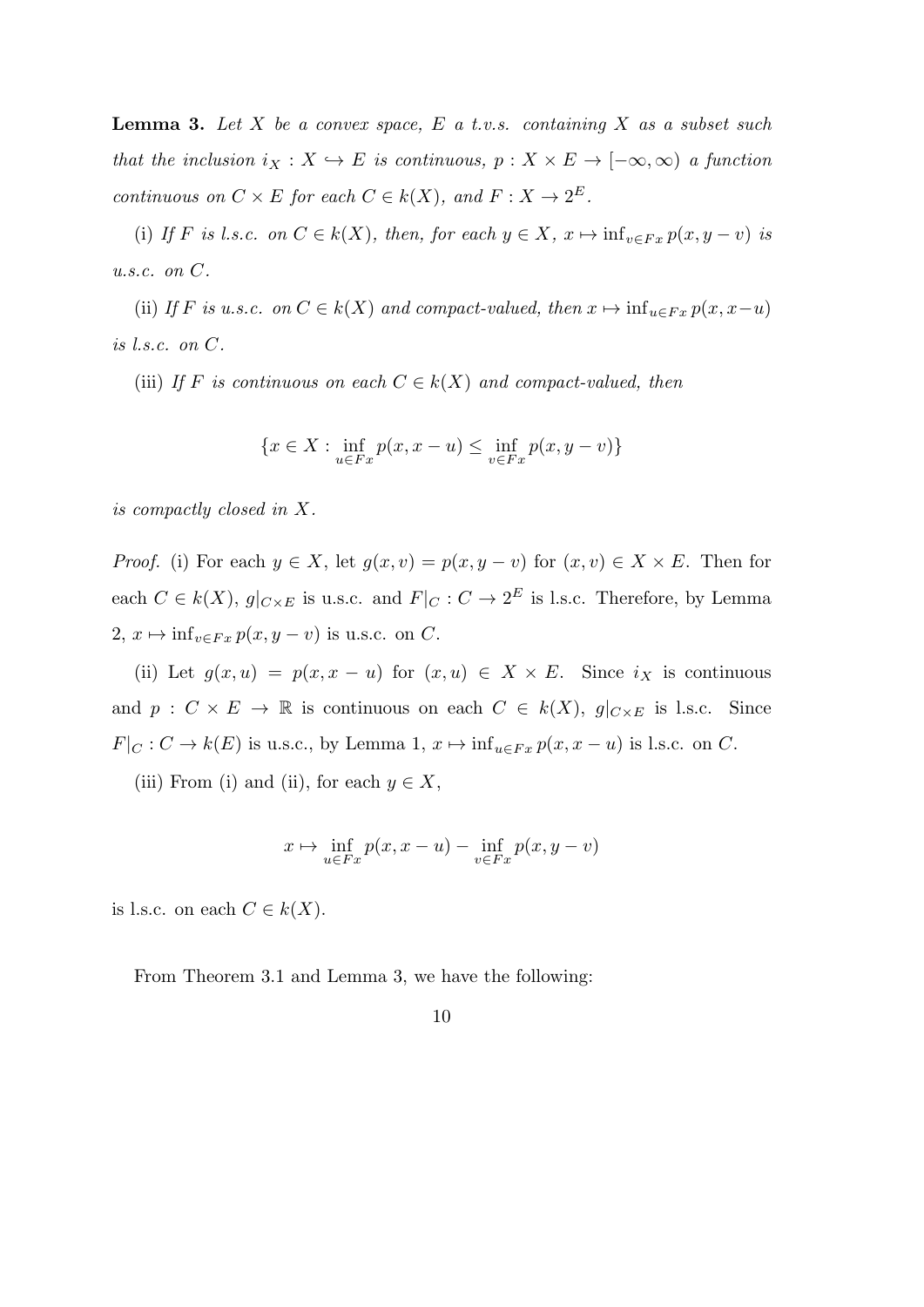**Lemma 3.** *Let $X$ be a convex space, $E$ a t.v.s. containing $X$ as a subset such that the inclusion $i_X : X \hookrightarrow E$ is continuous, $p : X \times E \to [-\infty, \infty)$ a function continuous on $C \times E$ for each $C \in k(X)$, and $F : X \to 2^E$.*

(i) *If $F$ is l.s.c. on $C \in k(X)$, then, for each $y \in X$, $x \mapsto \inf_{v \in Fx} p(x, y - v)$ is u.s.c. on $C$.*

(ii) *If $F$ is u.s.c. on $C \in k(X)$ and compact-valued, then $x \mapsto \inf_{u \in Fx} p(x, x-u)$ is l.s.c. on $C$.*

(iii) *If $F$ is continuous on each $C \in k(X)$ and compact-valued, then*

$$\{x \in X : \inf_{u \in Fx} p(x, x-u) \leq \inf_{v \in Fx} p(x, y-v)\}$$

*is compactly closed in $X$.*

*Proof.* (i) For each $y \in X$, let $g(x, v) = p(x, y - v)$ for $(x, v) \in X \times E$. Then for each $C \in k(X)$, $g|_{C \times E}$ is u.s.c. and $F|_C : C \to 2^E$ is l.s.c. Therefore, by Lemma 2, $x \mapsto \inf_{v \in Fx} p(x, y - v)$ is u.s.c. on $C$.

(ii) Let $g(x, u) = p(x, x - u)$ for $(x, u) \in X \times E$. Since $i_X$ is continuous and $p : C \times E \to \mathbb{R}$ is continuous on each $C \in k(X)$, $g|_{C \times E}$ is l.s.c. Since $F|_C : C \to k(E)$ is u.s.c., by Lemma 1, $x \mapsto \inf_{u \in Fx} p(x, x - u)$ is l.s.c. on $C$.

(iii) From (i) and (ii), for each $y \in X$,

$$x \mapsto \inf_{u \in Fx} p(x, x-u) - \inf_{v \in Fx} p(x, y-v)$$

is l.s.c. on each $C \in k(X)$.

From Theorem 3.1 and Lemma 3, we have the following: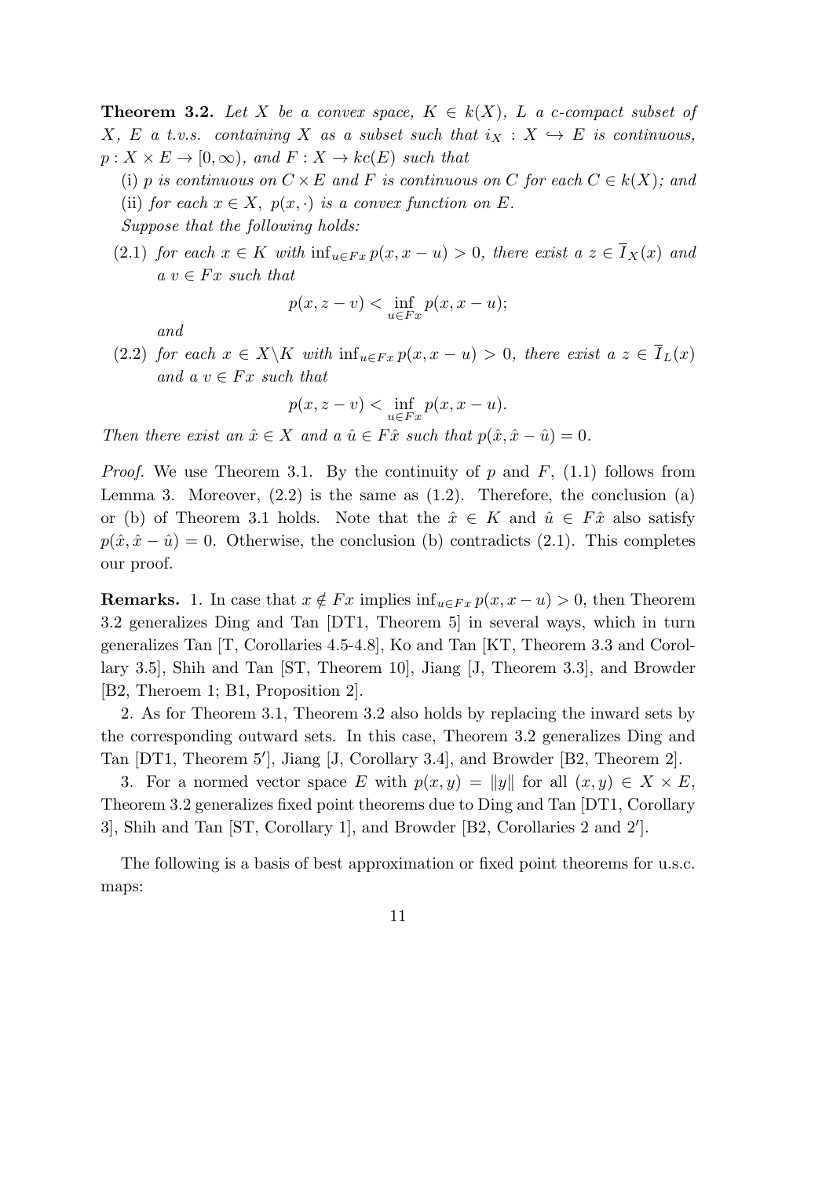**Theorem 3.2.** *Let $X$ be a convex space, $K \in k(X)$, $L$ a c-compact subset of $X$, $E$ a t.v.s. containing $X$ as a subset such that $i_X : X \hookrightarrow E$ is continuous, $p : X \times E \to [0, \infty)$, and $F : X \to kc(E)$ such that*

(i) *$p$ is continuous on $C \times E$ and $F$ is continuous on $C$ for each $C \in k(X)$; and*

(ii) *for each $x \in X$, $p(x, \cdot)$ is a convex function on $E$.*

*Suppose that the following holds:*

(2.1) *for each $x \in K$ with $\inf_{u \in Fx} p(x, x - u) > 0$, there exist a $z \in \overline{I}_X(x)$ and a $v \in Fx$ such that*

$$p(x, z - v) < \inf_{u \in Fx} p(x, x - u);$$

*and*

(2.2) *for each $x \in X \backslash K$ with $\inf_{u \in Fx} p(x, x - u) > 0$, there exist a $z \in \overline{I}_L(x)$ and a $v \in Fx$ such that*

$$p(x, z - v) < \inf_{u \in Fx} p(x, x - u).$$

*Then there exist an $\hat{x} \in X$ and a $\hat{u} \in F\hat{x}$ such that $p(\hat{x}, \hat{x} - \hat{u}) = 0$.*

*Proof.* We use Theorem 3.1. By the continuity of $p$ and $F$, (1.1) follows from Lemma 3. Moreover, (2.2) is the same as (1.2). Therefore, the conclusion (a) or (b) of Theorem 3.1 holds. Note that the $\hat{x} \in K$ and $\hat{u} \in F\hat{x}$ also satisfy $p(\hat{x}, \hat{x} - \hat{u}) = 0$. Otherwise, the conclusion (b) contradicts (2.1). This completes our proof.

**Remarks.** 1. In case that $x \notin Fx$ implies $\inf_{u \in Fx} p(x, x - u) > 0$, then Theorem 3.2 generalizes Ding and Tan [DT1, Theorem 5] in several ways, which in turn generalizes Tan [T, Corollaries 4.5-4.8], Ko and Tan [KT, Theorem 3.3 and Corollary 3.5], Shih and Tan [ST, Theorem 10], Jiang [J, Theorem 3.3], and Browder [B2, Theroem 1; B1, Proposition 2].

2. As for Theorem 3.1, Theorem 3.2 also holds by replacing the inward sets by the corresponding outward sets. In this case, Theorem 3.2 generalizes Ding and Tan [DT1, Theorem 5′], Jiang [J, Corollary 3.4], and Browder [B2, Theorem 2].

3. For a normed vector space $E$ with $p(x, y) = \|y\|$ for all $(x, y) \in X \times E$, Theorem 3.2 generalizes fixed point theorems due to Ding and Tan [DT1, Corollary 3], Shih and Tan [ST, Corollary 1], and Browder [B2, Corollaries 2 and 2′].

The following is a basis of best approximation or fixed point theorems for u.s.c. maps: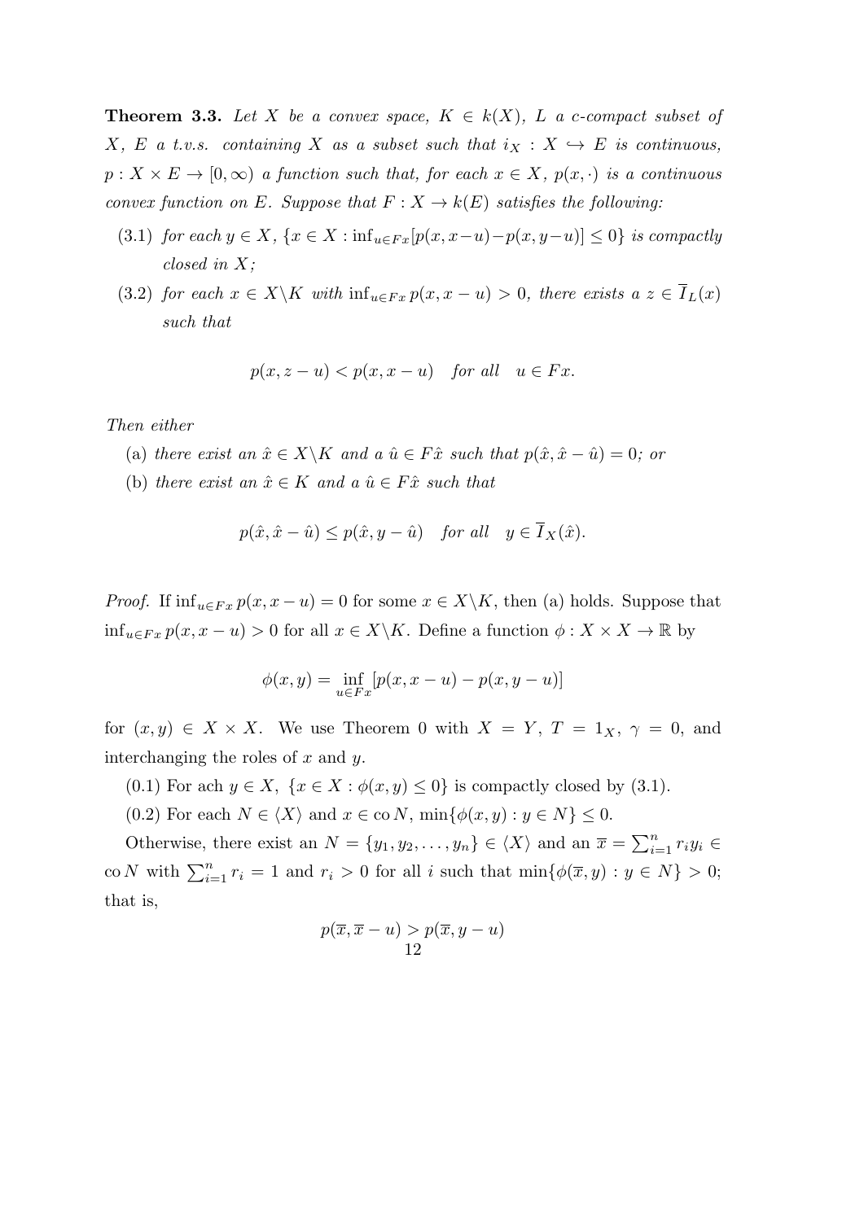**Theorem 3.3.** *Let $X$ be a convex space, $K \in k(X)$, $L$ a c-compact subset of $X$, $E$ a t.v.s. containing $X$ as a subset such that $i_X : X \hookrightarrow E$ is continuous, $p : X \times E \to [0, \infty)$ a function such that, for each $x \in X$, $p(x, \cdot)$ is a continuous convex function on $E$. Suppose that $F : X \to k(E)$ satisfies the following:*

(3.1) *for each $y \in X$, $\{x \in X : \inf_{u \in Fx}[p(x, x-u) - p(x, y-u)] \leq 0\}$ is compactly closed in $X$;*

(3.2) *for each $x \in X \backslash K$ with $\inf_{u \in Fx} p(x, x-u) > 0$, there exists a $z \in \overline{I}_L(x)$ such that*

$$p(x, z-u) < p(x, x-u) \quad \textit{for all} \quad u \in Fx.$$

*Then either*

(a) *there exist an $\hat{x} \in X \backslash K$ and a $\hat{u} \in F\hat{x}$ such that $p(\hat{x}, \hat{x} - \hat{u}) = 0$; or*

(b) *there exist an $\hat{x} \in K$ and a $\hat{u} \in F\hat{x}$ such that*

$$p(\hat{x}, \hat{x} - \hat{u}) \leq p(\hat{x}, y - \hat{u}) \quad \textit{for all} \quad y \in \overline{I}_X(\hat{x}).$$

*Proof.* If $\inf_{u \in Fx} p(x, x-u) = 0$ for some $x \in X \backslash K$, then (a) holds. Suppose that $\inf_{u \in Fx} p(x, x-u) > 0$ for all $x \in X \backslash K$. Define a function $\phi : X \times X \to \mathbb{R}$ by

$$\phi(x, y) = \inf_{u \in Fx}[p(x, x-u) - p(x, y-u)]$$

for $(x, y) \in X \times X$. We use Theorem 0 with $X = Y$, $T = 1_X$, $\gamma = 0$, and interchanging the roles of $x$ and $y$.

(0.1) For ach $y \in X$, $\{x \in X : \phi(x, y) \leq 0\}$ is compactly closed by (3.1).

(0.2) For each $N \in \langle X \rangle$ and $x \in \operatorname{co} N$, $\min\{\phi(x, y) : y \in N\} \leq 0$.

Otherwise, there exist an $N = \{y_1, y_2, \ldots, y_n\} \in \langle X \rangle$ and an $\overline{x} = \sum_{i=1}^n r_i y_i \in \operatorname{co} N$ with $\sum_{i=1}^n r_i = 1$ and $r_i > 0$ for all $i$ such that $\min\{\phi(\overline{x}, y) : y \in N\} > 0$; that is,

$$p(\overline{x}, \overline{x} - u) > p(\overline{x}, y - u)$$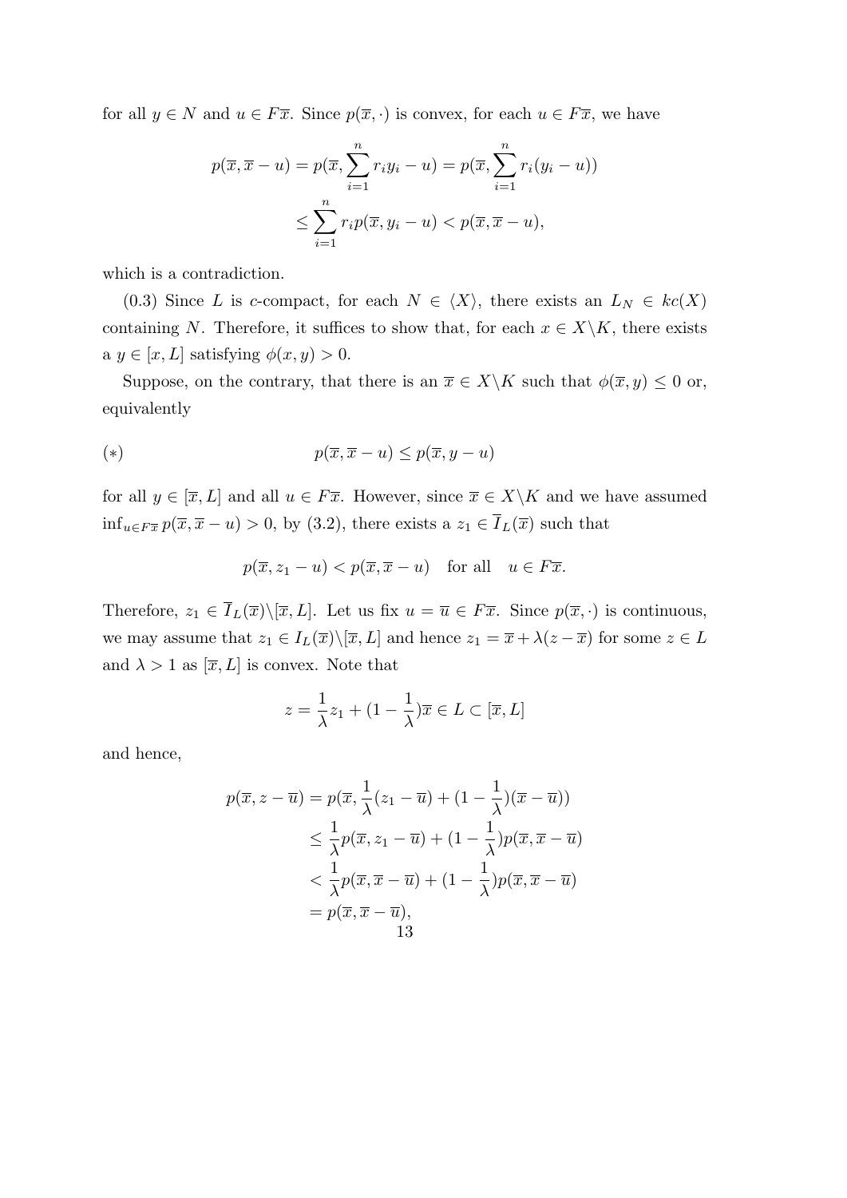for all $y \in N$ and $u \in F\overline{x}$. Since $p(\overline{x}, \cdot)$ is convex, for each $u \in F\overline{x}$, we have

$$
\begin{aligned}
p(\overline{x}, \overline{x} - u) = p(\overline{x}, \sum_{i=1}^{n} r_i y_i - u) &= p(\overline{x}, \sum_{i=1}^{n} r_i (y_i - u)) \\
&\leq \sum_{i=1}^{n} r_i p(\overline{x}, y_i - u) < p(\overline{x}, \overline{x} - u),
\end{aligned}
$$

which is a contradiction.

(0.3) Since $L$ is $c$-compact, for each $N \in \langle X \rangle$, there exists an $L_N \in kc(X)$ containing $N$. Therefore, it suffices to show that, for each $x \in X \backslash K$, there exists a $y \in [x, L]$ satisfying $\phi(x, y) > 0$.

Suppose, on the contrary, that there is an $\overline{x} \in X \backslash K$ such that $\phi(\overline{x}, y) \leq 0$ or, equivalently

$$
(*) \qquad\qquad p(\overline{x}, \overline{x} - u) \leq p(\overline{x}, y - u)
$$

for all $y \in [\overline{x}, L]$ and all $u \in F\overline{x}$. However, since $\overline{x} \in X \backslash K$ and we have assumed $\inf_{u \in F\overline{x}} p(\overline{x}, \overline{x} - u) > 0$, by (3.2), there exists a $z_1 \in \overline{I}_L(\overline{x})$ such that

$$
p(\overline{x}, z_1 - u) < p(\overline{x}, \overline{x} - u) \quad \text{for all} \quad u \in F\overline{x}.
$$

Therefore, $z_1 \in \overline{I}_L(\overline{x}) \backslash [\overline{x}, L]$. Let us fix $u = \overline{u} \in F\overline{x}$. Since $p(\overline{x}, \cdot)$ is continuous, we may assume that $z_1 \in I_L(\overline{x}) \backslash [\overline{x}, L]$ and hence $z_1 = \overline{x} + \lambda(z - \overline{x})$ for some $z \in L$ and $\lambda > 1$ as $[\overline{x}, L]$ is convex. Note that

$$
z = \frac{1}{\lambda} z_1 + (1 - \frac{1}{\lambda}) \overline{x} \in L \subset [\overline{x}, L]
$$

and hence,

$$
\begin{aligned}
p(\overline{x}, z - \overline{u}) &= p(\overline{x}, \frac{1}{\lambda}(z_1 - \overline{u}) + (1 - \frac{1}{\lambda})(\overline{x} - \overline{u})) \\
&\leq \frac{1}{\lambda} p(\overline{x}, z_1 - \overline{u}) + (1 - \frac{1}{\lambda}) p(\overline{x}, \overline{x} - \overline{u}) \\
&< \frac{1}{\lambda} p(\overline{x}, \overline{x} - \overline{u}) + (1 - \frac{1}{\lambda}) p(\overline{x}, \overline{x} - \overline{u}) \\
&= p(\overline{x}, \overline{x} - \overline{u}),
\end{aligned}
$$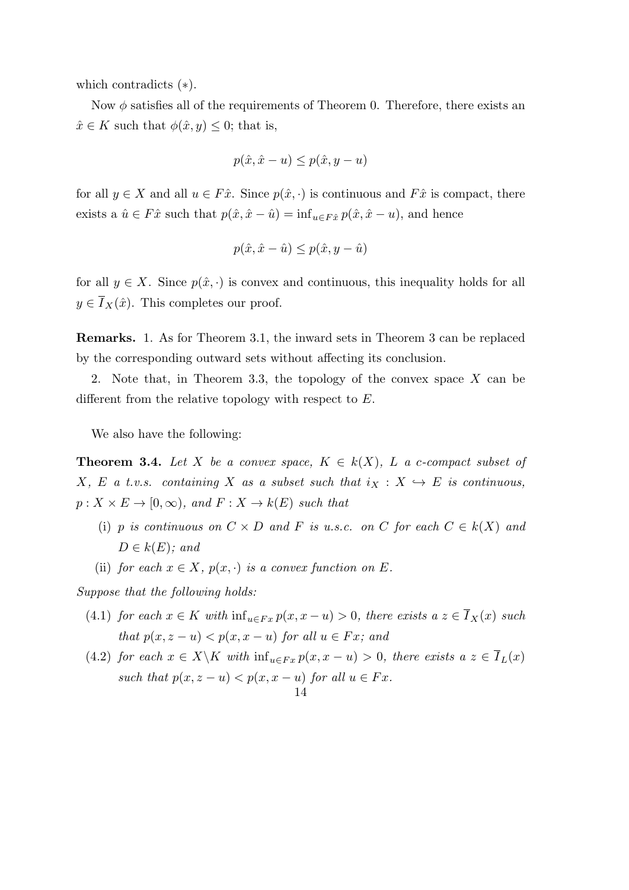which contradicts $(*)$.

Now $\phi$ satisfies all of the requirements of Theorem 0. Therefore, there exists an $\hat{x} \in K$ such that $\phi(\hat{x}, y) \leq 0$; that is,

$$p(\hat{x}, \hat{x} - u) \leq p(\hat{x}, y - u)$$

for all $y \in X$ and all $u \in F\hat{x}$. Since $p(\hat{x}, \cdot)$ is continuous and $F\hat{x}$ is compact, there exists a $\hat{u} \in F\hat{x}$ such that $p(\hat{x}, \hat{x} - \hat{u}) = \inf_{u \in F\hat{x}} p(\hat{x}, \hat{x} - u)$, and hence

$$p(\hat{x}, \hat{x} - \hat{u}) \leq p(\hat{x}, y - \hat{u})$$

for all $y \in X$. Since $p(\hat{x}, \cdot)$ is convex and continuous, this inequality holds for all $y \in \overline{I}_X(\hat{x})$. This completes our proof.

**Remarks.** 1. As for Theorem 3.1, the inward sets in Theorem 3 can be replaced by the corresponding outward sets without affecting its conclusion.

2. Note that, in Theorem 3.3, the topology of the convex space $X$ can be different from the relative topology with respect to $E$.

We also have the following:

**Theorem 3.4.** *Let $X$ be a convex space, $K \in k(X)$, $L$ a c-compact subset of $X$, $E$ a t.v.s. containing $X$ as a subset such that $i_X : X \hookrightarrow E$ is continuous, $p : X \times E \to [0, \infty)$, and $F : X \to k(E)$ such that*

- (i) *$p$ is continuous on $C \times D$ and $F$ is u.s.c. on $C$ for each $C \in k(X)$ and $D \in k(E)$; and*
- (ii) *for each $x \in X$, $p(x, \cdot)$ is a convex function on $E$.*

*Suppose that the following holds:*

- (4.1) *for each $x \in K$ with $\inf_{u \in Fx} p(x, x - u) > 0$, there exists a $z \in \overline{I}_X(x)$ such that $p(x, z - u) < p(x, x - u)$ for all $u \in Fx$; and*
- (4.2) *for each $x \in X \backslash K$ with $\inf_{u \in Fx} p(x, x - u) > 0$, there exists a $z \in \overline{I}_L(x)$ such that $p(x, z - u) < p(x, x - u)$ for all $u \in Fx$.*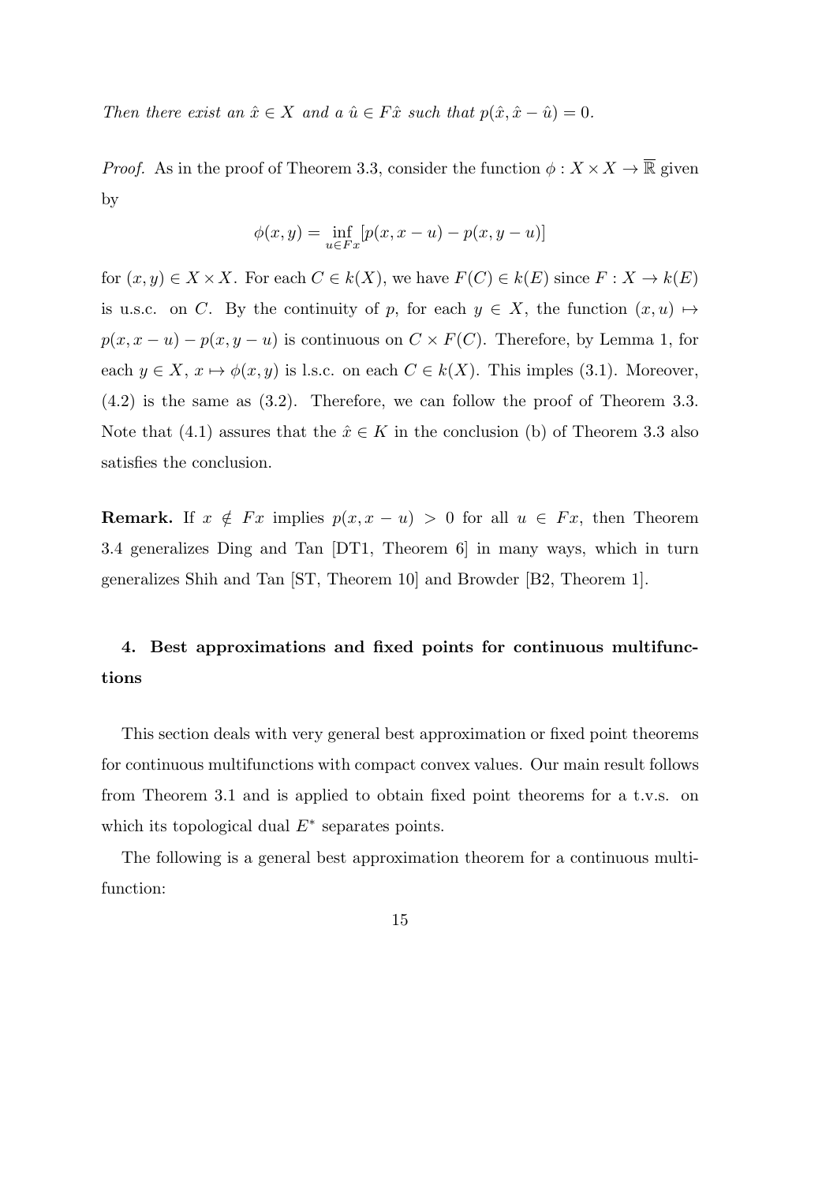*Then there exist an $\hat{x} \in X$ and a $\hat{u} \in F\hat{x}$ such that $p(\hat{x}, \hat{x} - \hat{u}) = 0$.*

*Proof.* As in the proof of Theorem 3.3, consider the function $\phi : X \times X \to \overline{\mathbb{R}}$ given by

$$\phi(x, y) = \inf_{u \in Fx} [p(x, x - u) - p(x, y - u)]$$

for $(x, y) \in X \times X$. For each $C \in k(X)$, we have $F(C) \in k(E)$ since $F : X \to k(E)$ is u.s.c. on $C$. By the continuity of $p$, for each $y \in X$, the function $(x, u) \mapsto p(x, x - u) - p(x, y - u)$ is continuous on $C \times F(C)$. Therefore, by Lemma 1, for each $y \in X$, $x \mapsto \phi(x, y)$ is l.s.c. on each $C \in k(X)$. This imples (3.1). Moreover, (4.2) is the same as (3.2). Therefore, we can follow the proof of Theorem 3.3. Note that (4.1) assures that the $\hat{x} \in K$ in the conclusion (b) of Theorem 3.3 also satisfies the conclusion.

**Remark.** If $x \notin Fx$ implies $p(x, x - u) > 0$ for all $u \in Fx$, then Theorem 3.4 generalizes Ding and Tan [DT1, Theorem 6] in many ways, which in turn generalizes Shih and Tan [ST, Theorem 10] and Browder [B2, Theorem 1].

## 4. Best approximations and fixed points for continuous multifunctions

This section deals with very general best approximation or fixed point theorems for continuous multifunctions with compact convex values. Our main result follows from Theorem 3.1 and is applied to obtain fixed point theorems for a t.v.s. on which its topological dual $E^*$ separates points.

The following is a general best approximation theorem for a continuous multifunction: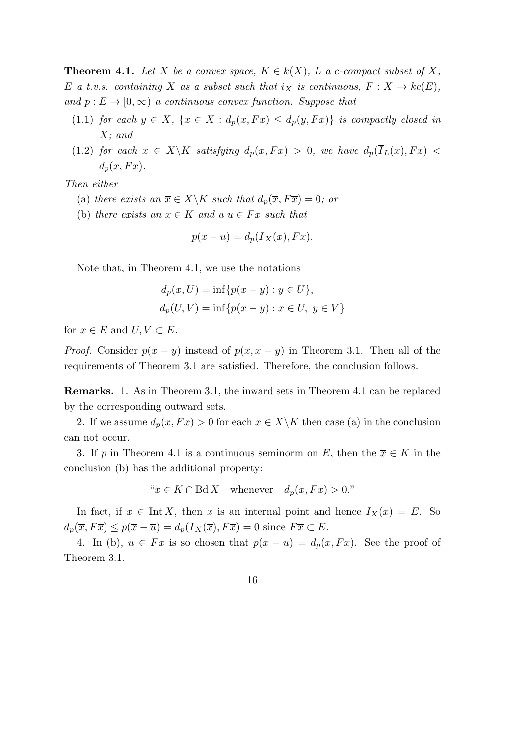**Theorem 4.1.** *Let $X$ be a convex space, $K \in k(X)$, $L$ a c-compact subset of $X$, $E$ a t.v.s. containing $X$ as a subset such that $i_X$ is continuous, $F : X \to kc(E)$, and $p : E \to [0, \infty)$ a continuous convex function. Suppose that*

- (1.1) *for each $y \in X$, $\{x \in X : d_p(x, Fx) \le d_p(y, Fx)\}$ is compactly closed in $X$; and*
- (1.2) *for each $x \in X \backslash K$ satisfying $d_p(x, Fx) > 0$, we have $d_p(\overline{I}_L(x), Fx) < d_p(x, Fx)$.*

*Then either*

- (a) *there exists an $\overline{x} \in X \backslash K$ such that $d_p(\overline{x}, F\overline{x}) = 0$; or*
- (b) *there exists an $\overline{x} \in K$ and a $\overline{u} \in F\overline{x}$ such that*

$$p(\overline{x} - \overline{u}) = d_p(\overline{I}_X(\overline{x}), F\overline{x}).$$

Note that, in Theorem 4.1, we use the notations

$$d_p(x, U) = \inf\{p(x - y) : y \in U\},$$
$$d_p(U, V) = \inf\{p(x - y) : x \in U,\ y \in V\}$$

for $x \in E$ and $U, V \subset E$.

*Proof.* Consider $p(x - y)$ instead of $p(x, x - y)$ in Theorem 3.1. Then all of the requirements of Theorem 3.1 are satisfied. Therefore, the conclusion follows.

**Remarks.** 1. As in Theorem 3.1, the inward sets in Theorem 4.1 can be replaced by the corresponding outward sets.

2. If we assume $d_p(x, Fx) > 0$ for each $x \in X \backslash K$ then case (a) in the conclusion can not occur.

3. If $p$ in Theorem 4.1 is a continuous seminorm on $E$, then the $\overline{x} \in K$ in the conclusion (b) has the additional property:

$$\text{“}\overline{x} \in K \cap \operatorname{Bd} X \quad \text{whenever} \quad d_p(\overline{x}, F\overline{x}) > 0.\text{”}$$

In fact, if $\overline{x} \in \operatorname{Int} X$, then $\overline{x}$ is an internal point and hence $I_X(\overline{x}) = E$. So $d_p(\overline{x}, F\overline{x}) \le p(\overline{x} - \overline{u}) = d_p(\overline{I}_X(\overline{x}), F\overline{x}) = 0$ since $F\overline{x} \subset E$.

4. In (b), $\overline{u} \in F\overline{x}$ is so chosen that $p(\overline{x} - \overline{u}) = d_p(\overline{x}, F\overline{x})$. See the proof of Theorem 3.1.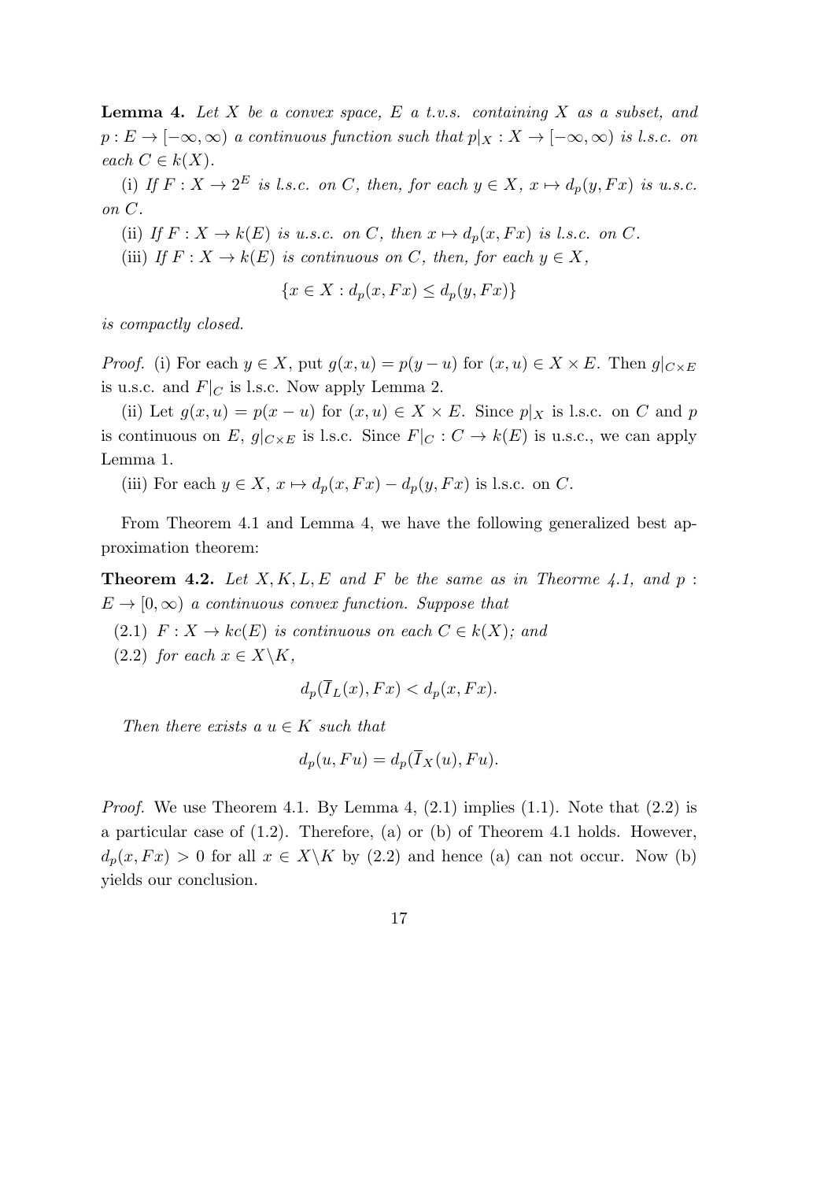**Lemma 4.** *Let $X$ be a convex space, $E$ a t.v.s. containing $X$ as a subset, and $p : E \to [-\infty, \infty)$ a continuous function such that $p|_X : X \to [-\infty, \infty)$ is l.s.c. on each $C \in k(X)$.*

(i) *If $F : X \to 2^E$ is l.s.c. on $C$, then, for each $y \in X$, $x \mapsto d_p(y, Fx)$ is u.s.c. on $C$.*

(ii) *If $F : X \to k(E)$ is u.s.c. on $C$, then $x \mapsto d_p(x, Fx)$ is l.s.c. on $C$.*

(iii) *If $F : X \to k(E)$ is continuous on $C$, then, for each $y \in X$,*

$$\{x \in X : d_p(x, Fx) \leq d_p(y, Fx)\}$$

*is compactly closed.*

*Proof.* (i) For each $y \in X$, put $g(x, u) = p(y - u)$ for $(x, u) \in X \times E$. Then $g|_{C \times E}$ is u.s.c. and $F|_C$ is l.s.c. Now apply Lemma 2.

(ii) Let $g(x, u) = p(x - u)$ for $(x, u) \in X \times E$. Since $p|_X$ is l.s.c. on $C$ and $p$ is continuous on $E$, $g|_{C \times E}$ is l.s.c. Since $F|_C : C \to k(E)$ is u.s.c., we can apply Lemma 1.

(iii) For each $y \in X$, $x \mapsto d_p(x, Fx) - d_p(y, Fx)$ is l.s.c. on $C$.

From Theorem 4.1 and Lemma 4, we have the following generalized best approximation theorem:

**Theorem 4.2.** *Let $X, K, L, E$ and $F$ be the same as in Theorme 4.1, and $p : E \to [0, \infty)$ a continuous convex function. Suppose that*

(2.1) *$F : X \to kc(E)$ is continuous on each $C \in k(X)$; and*

(2.2) *for each $x \in X \backslash K$,*

$$d_p(\overline{I}_L(x), Fx) < d_p(x, Fx).$$

*Then there exists a $u \in K$ such that*

$$d_p(u, Fu) = d_p(\overline{I}_X(u), Fu).$$

*Proof.* We use Theorem 4.1. By Lemma 4, (2.1) implies (1.1). Note that (2.2) is a particular case of (1.2). Therefore, (a) or (b) of Theorem 4.1 holds. However, $d_p(x, Fx) > 0$ for all $x \in X \backslash K$ by (2.2) and hence (a) can not occur. Now (b) yields our conclusion.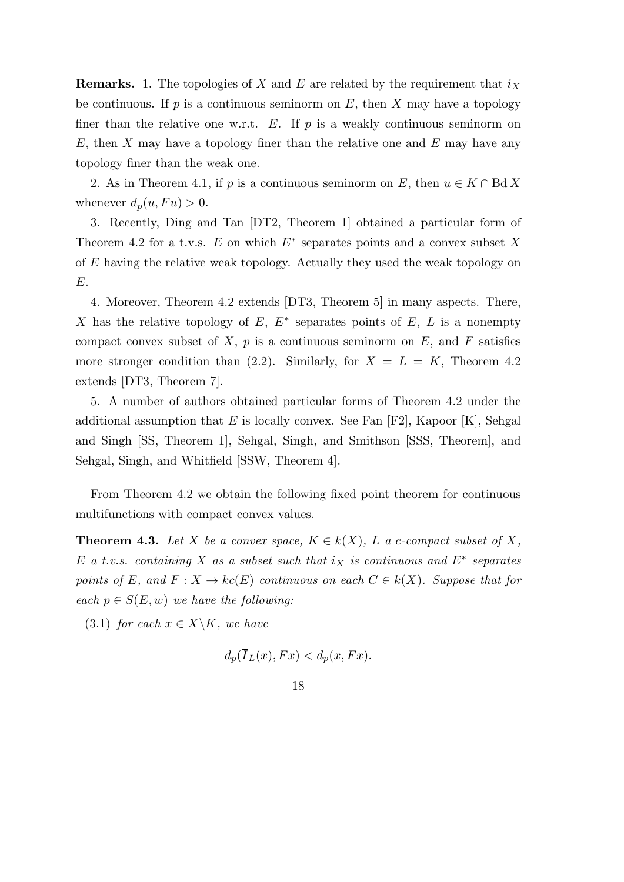**Remarks.** 1. The topologies of $X$ and $E$ are related by the requirement that $i_X$ be continuous. If $p$ is a continuous seminorm on $E$, then $X$ may have a topology finer than the relative one w.r.t. $E$. If $p$ is a weakly continuous seminorm on $E$, then $X$ may have a topology finer than the relative one and $E$ may have any topology finer than the weak one.

2. As in Theorem 4.1, if $p$ is a continuous seminorm on $E$, then $u \in K \cap \operatorname{Bd} X$ whenever $d_p(u, Fu) > 0$.

3. Recently, Ding and Tan [DT2, Theorem 1] obtained a particular form of Theorem 4.2 for a t.v.s. $E$ on which $E^*$ separates points and a convex subset $X$ of $E$ having the relative weak topology. Actually they used the weak topology on $E$.

4. Moreover, Theorem 4.2 extends [DT3, Theorem 5] in many aspects. There, $X$ has the relative topology of $E$, $E^*$ separates points of $E$, $L$ is a nonempty compact convex subset of $X$, $p$ is a continuous seminorm on $E$, and $F$ satisfies more stronger condition than (2.2). Similarly, for $X = L = K$, Theorem 4.2 extends [DT3, Theorem 7].

5. A number of authors obtained particular forms of Theorem 4.2 under the additional assumption that $E$ is locally convex. See Fan [F2], Kapoor [K], Sehgal and Singh [SS, Theorem 1], Sehgal, Singh, and Smithson [SSS, Theorem], and Sehgal, Singh, and Whitfield [SSW, Theorem 4].

From Theorem 4.2 we obtain the following fixed point theorem for continuous multifunctions with compact convex values.

**Theorem 4.3.** *Let $X$ be a convex space, $K \in k(X)$, $L$ a c-compact subset of $X$, $E$ a t.v.s. containing $X$ as a subset such that $i_X$ is continuous and $E^*$ separates points of $E$, and $F : X \to kc(E)$ continuous on each $C \in k(X)$. Suppose that for each $p \in S(E, w)$ we have the following:*

(3.1) *for each $x \in X \backslash K$, we have*

$$d_p(\overline{I}_L(x), Fx) < d_p(x, Fx).$$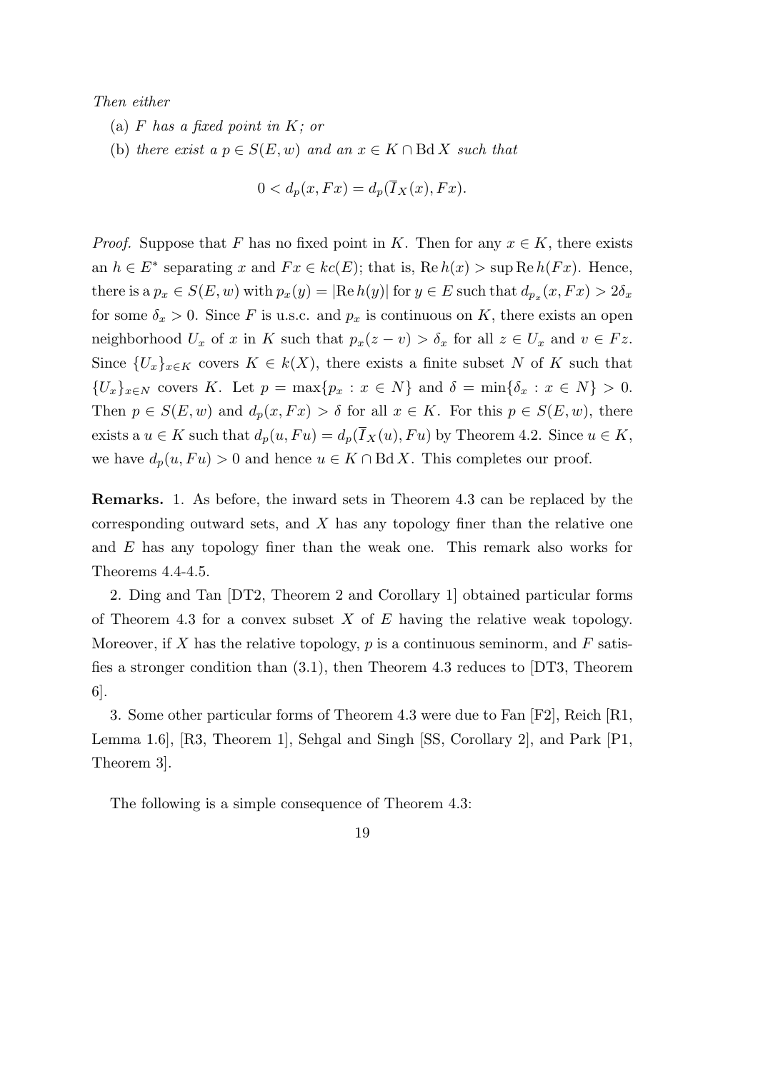*Then either*

(a) *$F$ has a fixed point in $K$; or*

(b) *there exist a $p \in S(E, w)$ and an $x \in K \cap \operatorname{Bd} X$ such that*

$$0 < d_p(x, Fx) = d_p(\overline{I}_X(x), Fx).$$

*Proof.* Suppose that $F$ has no fixed point in $K$. Then for any $x \in K$, there exists an $h \in E^*$ separating $x$ and $Fx \in kc(E)$; that is, $\operatorname{Re} h(x) > \sup \operatorname{Re} h(Fx)$. Hence, there is a $p_x \in S(E, w)$ with $p_x(y) = |\operatorname{Re} h(y)|$ for $y \in E$ such that $d_{p_x}(x, Fx) > 2\delta_x$ for some $\delta_x > 0$. Since $F$ is u.s.c. and $p_x$ is continuous on $K$, there exists an open neighborhood $U_x$ of $x$ in $K$ such that $p_x(z - v) > \delta_x$ for all $z \in U_x$ and $v \in Fz$. Since $\{U_x\}_{x \in K}$ covers $K \in k(X)$, there exists a finite subset $N$ of $K$ such that $\{U_x\}_{x \in N}$ covers $K$. Let $p = \max\{p_x : x \in N\}$ and $\delta = \min\{\delta_x : x \in N\} > 0$. Then $p \in S(E, w)$ and $d_p(x, Fx) > \delta$ for all $x \in K$. For this $p \in S(E, w)$, there exists a $u \in K$ such that $d_p(u, Fu) = d_p(\overline{I}_X(u), Fu)$ by Theorem 4.2. Since $u \in K$, we have $d_p(u, Fu) > 0$ and hence $u \in K \cap \operatorname{Bd} X$. This completes our proof.

**Remarks.** 1. As before, the inward sets in Theorem 4.3 can be replaced by the corresponding outward sets, and $X$ has any topology finer than the relative one and $E$ has any topology finer than the weak one. This remark also works for Theorems 4.4-4.5.

2. Ding and Tan [DT2, Theorem 2 and Corollary 1] obtained particular forms of Theorem 4.3 for a convex subset $X$ of $E$ having the relative weak topology. Moreover, if $X$ has the relative topology, $p$ is a continuous seminorm, and $F$ satisfies a stronger condition than (3.1), then Theorem 4.3 reduces to [DT3, Theorem 6].

3. Some other particular forms of Theorem 4.3 were due to Fan [F2], Reich [R1, Lemma 1.6], [R3, Theorem 1], Sehgal and Singh [SS, Corollary 2], and Park [P1, Theorem 3].

The following is a simple consequence of Theorem 4.3: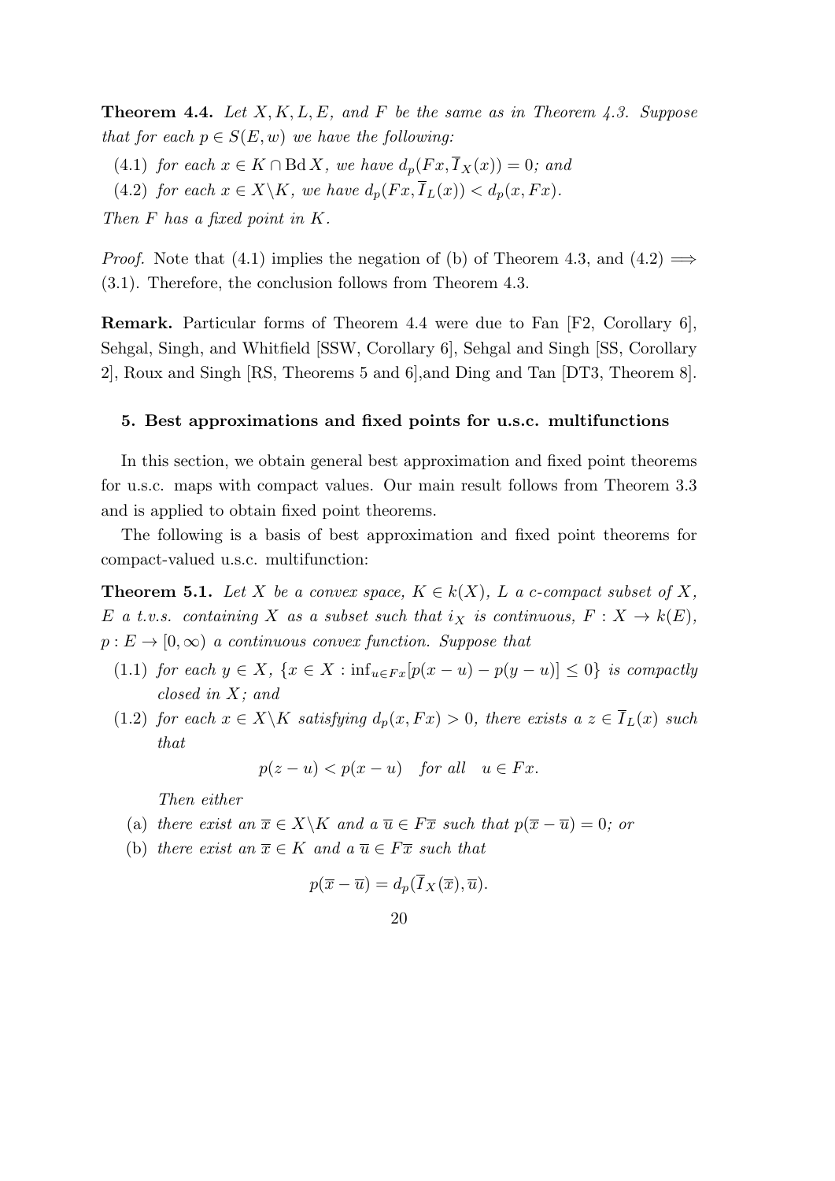**Theorem 4.4.** *Let $X, K, L, E$, and $F$ be the same as in Theorem 4.3. Suppose that for each $p \in S(E, w)$ we have the following:*

(4.1) *for each $x \in K \cap \operatorname{Bd} X$, we have $d_p(Fx, \overline{I}_X(x)) = 0$; and*

(4.2) *for each $x \in X \backslash K$, we have $d_p(Fx, \overline{I}_L(x)) < d_p(x, Fx)$.*

*Then $F$ has a fixed point in $K$.*

*Proof.* Note that (4.1) implies the negation of (b) of Theorem 4.3, and (4.2) $\Longrightarrow$ (3.1). Therefore, the conclusion follows from Theorem 4.3.

**Remark.** Particular forms of Theorem 4.4 were due to Fan [F2, Corollary 6], Sehgal, Singh, and Whitfield [SSW, Corollary 6], Sehgal and Singh [SS, Corollary 2], Roux and Singh [RS, Theorems 5 and 6],and Ding and Tan [DT3, Theorem 8].

## 5. Best approximations and fixed points for u.s.c. multifunctions

In this section, we obtain general best approximation and fixed point theorems for u.s.c. maps with compact values. Our main result follows from Theorem 3.3 and is applied to obtain fixed point theorems.

The following is a basis of best approximation and fixed point theorems for compact-valued u.s.c. multifunction:

**Theorem 5.1.** *Let $X$ be a convex space, $K \in k(X)$, $L$ a c-compact subset of $X$, $E$ a t.v.s. containing $X$ as a subset such that $i_X$ is continuous, $F : X \to k(E)$, $p : E \to [0, \infty)$ a continuous convex function. Suppose that*

(1.1) *for each $y \in X$, $\{x \in X : \inf_{u \in Fx} [p(x - u) - p(y - u)] \leq 0\}$ is compactly closed in $X$; and*

(1.2) *for each $x \in X \backslash K$ satisfying $d_p(x, Fx) > 0$, there exists a $z \in \overline{I}_L(x)$ such that*

$$p(z - u) < p(x - u) \quad \text{for all} \quad u \in Fx.$$

*Then either*

(a) *there exist an $\overline{x} \in X \backslash K$ and a $\overline{u} \in F\overline{x}$ such that $p(\overline{x} - \overline{u}) = 0$; or*

(b) *there exist an $\overline{x} \in K$ and a $\overline{u} \in F\overline{x}$ such that*

$$p(\overline{x} - \overline{u}) = d_p(\overline{I}_X(\overline{x}), \overline{u}).$$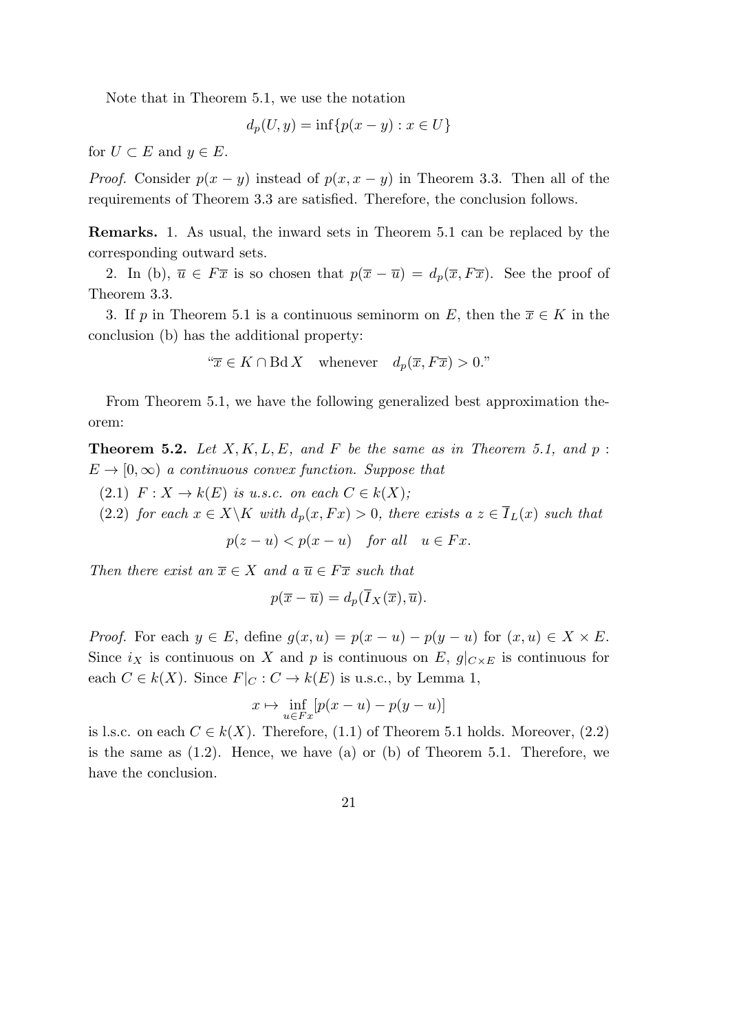Note that in Theorem 5.1, we use the notation

$$d_p(U, y) = \inf\{p(x - y) : x \in U\}$$

for $U \subset E$ and $y \in E$.

*Proof.* Consider $p(x - y)$ instead of $p(x, x - y)$ in Theorem 3.3. Then all of the requirements of Theorem 3.3 are satisfied. Therefore, the conclusion follows.

**Remarks.** 1. As usual, the inward sets in Theorem 5.1 can be replaced by the corresponding outward sets.

2. In (b), $\overline{u} \in F\overline{x}$ is so chosen that $p(\overline{x} - \overline{u}) = d_p(\overline{x}, F\overline{x})$. See the proof of Theorem 3.3.

3. If $p$ in Theorem 5.1 is a continuous seminorm on $E$, then the $\overline{x} \in K$ in the conclusion (b) has the additional property:

$$\text{“}\overline{x} \in K \cap \operatorname{Bd} X \quad \text{whenever} \quad d_p(\overline{x}, F\overline{x}) > 0.\text{”}$$

From Theorem 5.1, we have the following generalized best approximation theorem:

**Theorem 5.2.** *Let $X, K, L, E,$ and $F$ be the same as in Theorem 5.1, and $p : E \to [0, \infty)$ a continuous convex function. Suppose that*

(2.1) *$F : X \to k(E)$ is u.s.c. on each $C \in k(X)$;*

(2.2) *for each $x \in X \backslash K$ with $d_p(x, Fx) > 0$, there exists a $z \in \overline{I}_L(x)$ such that*

$$p(z - u) < p(x - u) \quad \textit{for all} \quad u \in Fx.$$

*Then there exist an $\overline{x} \in X$ and a $\overline{u} \in F\overline{x}$ such that*

$$p(\overline{x} - \overline{u}) = d_p(\overline{I}_X(\overline{x}), \overline{u}).$$

*Proof.* For each $y \in E$, define $g(x, u) = p(x - u) - p(y - u)$ for $(x, u) \in X \times E$. Since $i_X$ is continuous on $X$ and $p$ is continuous on $E$, $g|_{C \times E}$ is continuous for each $C \in k(X)$. Since $F|_C : C \to k(E)$ is u.s.c., by Lemma 1,

$$x \mapsto \inf_{u \in Fx} [p(x - u) - p(y - u)]$$

is l.s.c. on each $C \in k(X)$. Therefore, (1.1) of Theorem 5.1 holds. Moreover, (2.2) is the same as (1.2). Hence, we have (a) or (b) of Theorem 5.1. Therefore, we have the conclusion.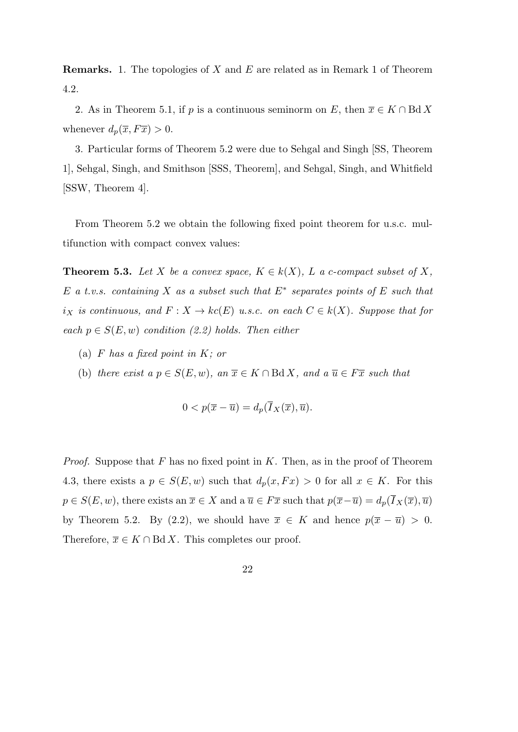**Remarks.** 1. The topologies of $X$ and $E$ are related as in Remark 1 of Theorem 4.2.

2. As in Theorem 5.1, if $p$ is a continuous seminorm on $E$, then $\overline{x} \in K \cap \operatorname{Bd} X$ whenever $d_p(\overline{x}, F\overline{x}) > 0$.

3. Particular forms of Theorem 5.2 were due to Sehgal and Singh [SS, Theorem 1], Sehgal, Singh, and Smithson [SSS, Theorem], and Sehgal, Singh, and Whitfield [SSW, Theorem 4].

From Theorem 5.2 we obtain the following fixed point theorem for u.s.c. multifunction with compact convex values:

**Theorem 5.3.** *Let $X$ be a convex space, $K \in k(X)$, $L$ a c-compact subset of $X$, $E$ a t.v.s. containing $X$ as a subset such that $E^*$ separates points of $E$ such that $i_X$ is continuous, and $F : X \to kc(E)$ u.s.c. on each $C \in k(X)$. Suppose that for each $p \in S(E, w)$ condition (2.2) holds. Then either*

(a) *$F$ has a fixed point in $K$; or*

(b) *there exist a $p \in S(E, w)$, an $\overline{x} \in K \cap \operatorname{Bd} X$, and a $\overline{u} \in F\overline{x}$ such that*

$$0 < p(\overline{x} - \overline{u}) = d_p(\overline{I}_X(\overline{x}), \overline{u}).$$

*Proof.* Suppose that $F$ has no fixed point in $K$. Then, as in the proof of Theorem 4.3, there exists a $p \in S(E, w)$ such that $d_p(x, Fx) > 0$ for all $x \in K$. For this $p \in S(E, w)$, there exists an $\overline{x} \in X$ and a $\overline{u} \in F\overline{x}$ such that $p(\overline{x} - \overline{u}) = d_p(\overline{I}_X(\overline{x}), \overline{u})$ by Theorem 5.2. By (2.2), we should have $\overline{x} \in K$ and hence $p(\overline{x} - \overline{u}) > 0$. Therefore, $\overline{x} \in K \cap \operatorname{Bd} X$. This completes our proof.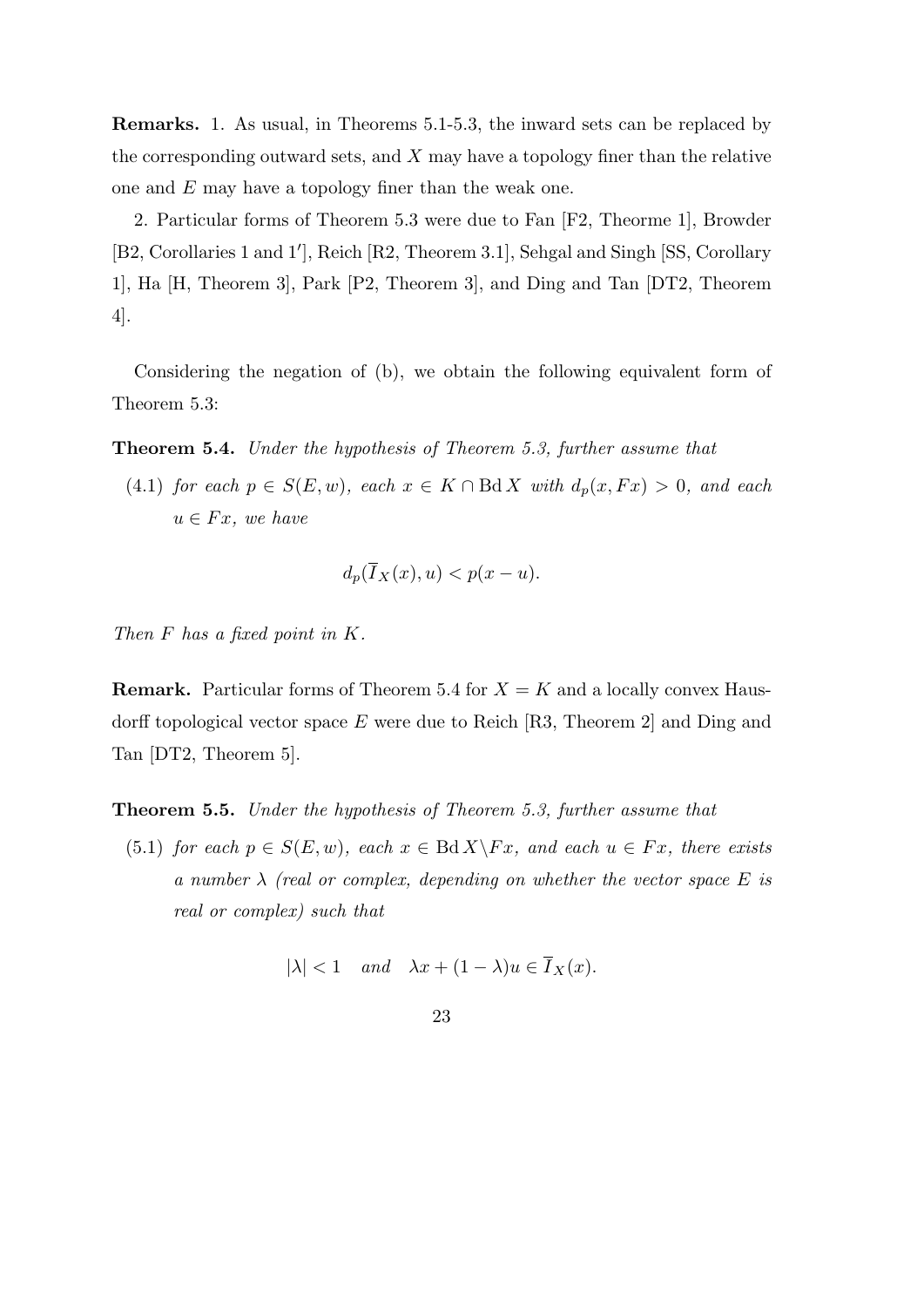**Remarks.** 1. As usual, in Theorems 5.1-5.3, the inward sets can be replaced by the corresponding outward sets, and $X$ may have a topology finer than the relative one and $E$ may have a topology finer than the weak one.

2. Particular forms of Theorem 5.3 were due to Fan [F2, Theorme 1], Browder [B2, Corollaries 1 and 1′], Reich [R2, Theorem 3.1], Sehgal and Singh [SS, Corollary 1], Ha [H, Theorem 3], Park [P2, Theorem 3], and Ding and Tan [DT2, Theorem 4].

Considering the negation of (b), we obtain the following equivalent form of Theorem 5.3:

**Theorem 5.4.** *Under the hypothesis of Theorem 5.3, further assume that*

(4.1) *for each $p \in S(E, w)$, each $x \in K \cap \operatorname{Bd} X$ with $d_p(x, Fx) > 0$, and each $u \in Fx$, we have*

$$d_p(\overline{I}_X(x), u) < p(x - u).$$

*Then $F$ has a fixed point in $K$.*

**Remark.** Particular forms of Theorem 5.4 for $X = K$ and a locally convex Hausdorff topological vector space $E$ were due to Reich [R3, Theorem 2] and Ding and Tan [DT2, Theorem 5].

**Theorem 5.5.** *Under the hypothesis of Theorem 5.3, further assume that*

(5.1) *for each $p \in S(E, w)$, each $x \in \operatorname{Bd} X \backslash Fx$, and each $u \in Fx$, there exists a number $\lambda$ (real or complex, depending on whether the vector space $E$ is real or complex) such that*

$$|\lambda| < 1 \quad \textit{and} \quad \lambda x + (1 - \lambda)u \in \overline{I}_X(x).$$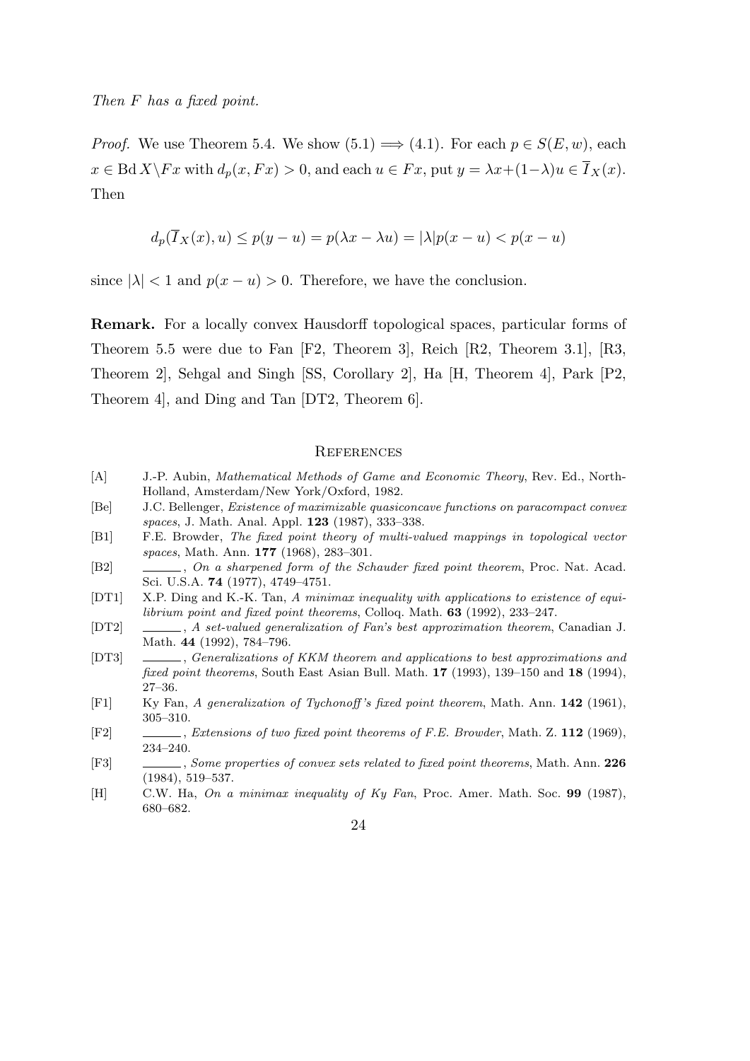*Then $F$ has a fixed point.*

*Proof.* We use Theorem 5.4. We show (5.1) $\Longrightarrow$ (4.1). For each $p \in S(E, w)$, each $x \in \operatorname{Bd} X \backslash Fx$ with $d_p(x, Fx) > 0$, and each $u \in Fx$, put $y = \lambda x + (1-\lambda)u \in \overline{I}_X(x)$. Then

$$d_p(\overline{I}_X(x), u) \leq p(y-u) = p(\lambda x - \lambda u) = |\lambda| p(x-u) < p(x-u)$$

since $|\lambda| < 1$ and $p(x-u) > 0$. Therefore, we have the conclusion.

**Remark.** For a locally convex Hausdorff topological spaces, particular forms of Theorem 5.5 were due to Fan [F2, Theorem 3], Reich [R2, Theorem 3.1], [R3, Theorem 2], Sehgal and Singh [SS, Corollary 2], Ha [H, Theorem 4], Park [P2, Theorem 4], and Ding and Tan [DT2, Theorem 6].

## References

[A] J.-P. Aubin, *Mathematical Methods of Game and Economic Theory*, Rev. Ed., North-Holland, Amsterdam/New York/Oxford, 1982.

[Be] J.C. Bellenger, *Existence of maximizable quasiconcave functions on paracompact convex spaces*, J. Math. Anal. Appl. **123** (1987), 333–338.

[B1] F.E. Browder, *The fixed point theory of multi-valued mappings in topological vector spaces*, Math. Ann. **177** (1968), 283–301.

[B2] ______, *On a sharpened form of the Schauder fixed point theorem*, Proc. Nat. Acad. Sci. U.S.A. **74** (1977), 4749–4751.

[DT1] X.P. Ding and K.-K. Tan, *A minimax inequality with applications to existence of equilibrium point and fixed point theorems*, Colloq. Math. **63** (1992), 233–247.

[DT2] ______, *A set-valued generalization of Fan's best approximation theorem*, Canadian J. Math. **44** (1992), 784–796.

[DT3] ______, *Generalizations of KKM theorem and applications to best approximations and fixed point theorems*, South East Asian Bull. Math. **17** (1993), 139–150 and **18** (1994), 27–36.

[F1] Ky Fan, *A generalization of Tychonoff's fixed point theorem*, Math. Ann. **142** (1961), 305–310.

[F2] ______, *Extensions of two fixed point theorems of F.E. Browder*, Math. Z. **112** (1969), 234–240.

[F3] ______, *Some properties of convex sets related to fixed point theorems*, Math. Ann. **226** (1984), 519–537.

[H] C.W. Ha, *On a minimax inequality of Ky Fan*, Proc. Amer. Math. Soc. **99** (1987), 680–682.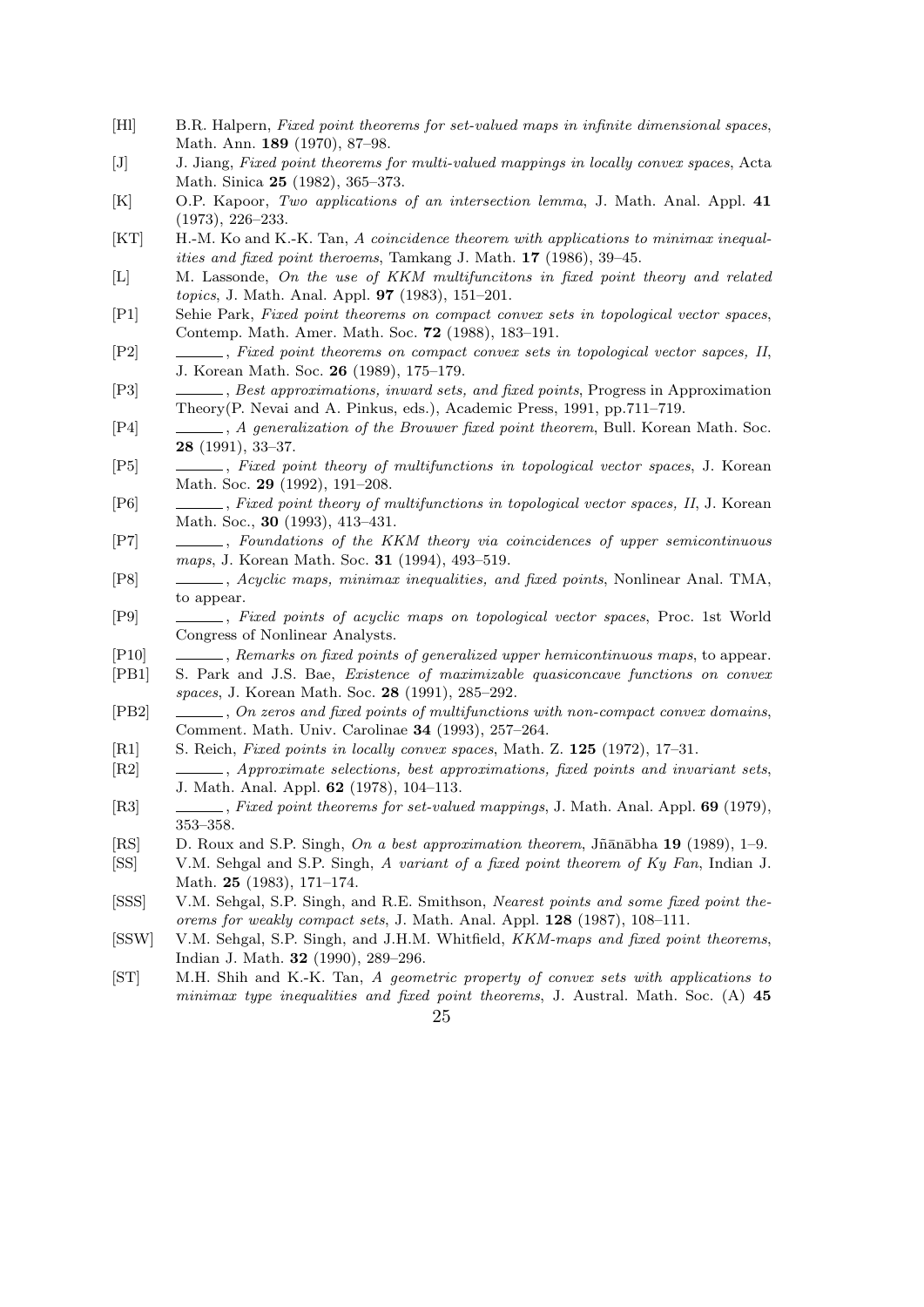[Hl] B.R. Halpern, *Fixed point theorems for set-valued maps in infinite dimensional spaces*, Math. Ann. **189** (1970), 87–98.

[J] J. Jiang, *Fixed point theorems for multi-valued mappings in locally convex spaces*, Acta Math. Sinica **25** (1982), 365–373.

[K] O.P. Kapoor, *Two applications of an intersection lemma*, J. Math. Anal. Appl. **41** (1973), 226–233.

[KT] H.-M. Ko and K.-K. Tan, *A coincidence theorem with applications to minimax inequalities and fixed point theroems*, Tamkang J. Math. **17** (1986), 39–45.

[L] M. Lassonde, *On the use of KKM multifuncitons in fixed point theory and related topics*, J. Math. Anal. Appl. **97** (1983), 151–201.

[P1] Sehie Park, *Fixed point theorems on compact convex sets in topological vector spaces*, Contemp. Math. Amer. Math. Soc. **72** (1988), 183–191.

[P2] ______, *Fixed point theorems on compact convex sets in topological vector sapces, II*, J. Korean Math. Soc. **26** (1989), 175–179.

[P3] ______, *Best approximations, inward sets, and fixed points*, Progress in Approximation Theory(P. Nevai and A. Pinkus, eds.), Academic Press, 1991, pp.711–719.

[P4] ______, *A generalization of the Brouwer fixed point theorem*, Bull. Korean Math. Soc. **28** (1991), 33–37.

[P5] ______, *Fixed point theory of multifunctions in topological vector spaces*, J. Korean Math. Soc. **29** (1992), 191–208.

[P6] ______, *Fixed point theory of multifunctions in topological vector spaces, II*, J. Korean Math. Soc., **30** (1993), 413–431.

[P7] ______, *Foundations of the KKM theory via coincidences of upper semicontinuous maps*, J. Korean Math. Soc. **31** (1994), 493–519.

[P8] ______, *Acyclic maps, minimax inequalities, and fixed points*, Nonlinear Anal. TMA, to appear.

[P9] ______, *Fixed points of acyclic maps on topological vector spaces*, Proc. 1st World Congress of Nonlinear Analysts.

[P10] ______, *Remarks on fixed points of generalized upper hemicontinuous maps*, to appear.

[PB1] S. Park and J.S. Bae, *Existence of maximizable quasiconcave functions on convex spaces*, J. Korean Math. Soc. **28** (1991), 285–292.

[PB2] ______, *On zeros and fixed points of multifunctions with non-compact convex domains*, Comment. Math. Univ. Carolinae **34** (1993), 257–264.

[R1] S. Reich, *Fixed points in locally convex spaces*, Math. Z. **125** (1972), 17–31.

[R2] ______, *Approximate selections, best approximations, fixed points and invariant sets*, J. Math. Anal. Appl. **62** (1978), 104–113.

[R3] ______, *Fixed point theorems for set-valued mappings*, J. Math. Anal. Appl. **69** (1979), 353–358.

[RS] D. Roux and S.P. Singh, *On a best approximation theorem*, Jñānābha **19** (1989), 1–9.

[SS] V.M. Sehgal and S.P. Singh, *A variant of a fixed point theorem of Ky Fan*, Indian J. Math. **25** (1983), 171–174.

[SSS] V.M. Sehgal, S.P. Singh, and R.E. Smithson, *Nearest points and some fixed point theorems for weakly compact sets*, J. Math. Anal. Appl. **128** (1987), 108–111.

[SSW] V.M. Sehgal, S.P. Singh, and J.H.M. Whitfield, *KKM-maps and fixed point theorems*, Indian J. Math. **32** (1990), 289–296.

[ST] M.H. Shih and K.-K. Tan, *A geometric property of convex sets with applications to minimax type inequalities and fixed point theorems*, J. Austral. Math. Soc. (A) **45**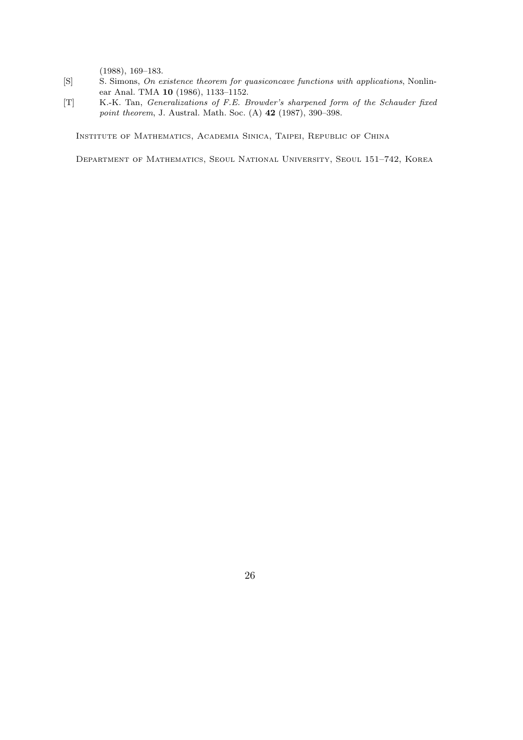(1988), 169–183.

[S] S. Simons, *On existence theorem for quasiconcave functions with applications*, Nonlinear Anal. TMA **10** (1986), 1133–1152.

[T] K.-K. Tan, *Generalizations of F.E. Browder's sharpened form of the Schauder fixed point theorem*, J. Austral. Math. Soc. (A) **42** (1987), 390–398.

Institute of Mathematics, Academia Sinica, Taipei, Republic of China

Department of Mathematics, Seoul National University, Seoul 151–742, Korea